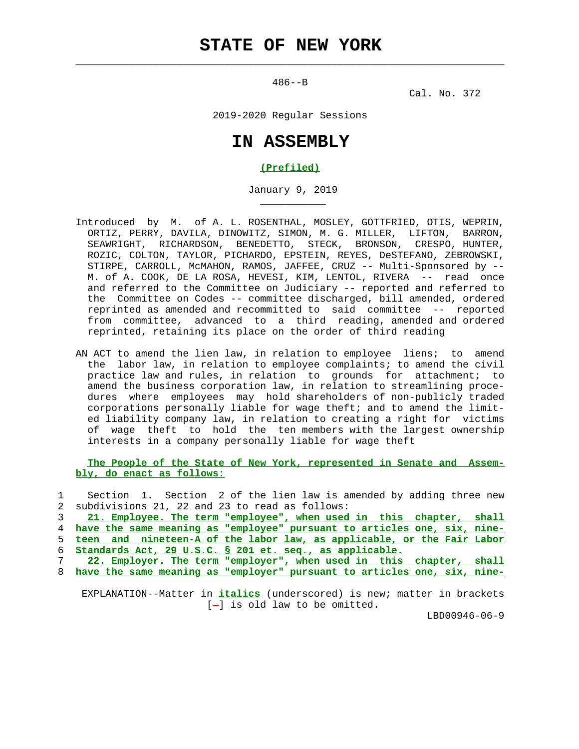# STATE OF NEW YORK

486--B

Cal. No. 372

2019-2020 Regular Sessions

# IN ASSEMBLY

**(Prefiled)**

January 9, 2019

Introduced by M. of A. L. ROSENTHAL, MOSLEY, GOTTFRIED, OTIS, WEPRIN, ORTIZ, PERRY, DAVILA, DINOWITZ, SIMON, M. G. MILLER, LIFTON, BARRON, SEAWRIGHT, RICHARDSON, BENEDETTO, STECK, BRONSON, CRESPO, HUNTER, ROZIC, COLTON, TAYLOR, PICHARDO, EPSTEIN, REYES, DeSTEFANO, ZEBROWSKI, STIRPE, CARROLL, McMAHON, RAMOS, JAFFEE, CRUZ -- Multi-Sponsored by -- M. of A. COOK, DE LA ROSA, HEVESI, KIM, LENTOL, RIVERA -- read once and referred to the Committee on Judiciary -- reported and referred to the Committee on Codes -- committee discharged, bill amended, ordered reprinted as amended and recommitted to said committee -- reported from committee, advanced to a third reading, amended and ordered reprinted, retaining its place on the order of third reading

AN ACT to amend the lien law, in relation to employee liens; to amend the labor law, in relation to employee complaints; to amend the civil practice law and rules, in relation to grounds for attachment; to amend the business corporation law, in relation to streamlining procedures where employees may hold shareholders of non-publicly traded corporations personally liable for wage theft; and to amend the limited liability company law, in relation to creating a right for victims of wage theft to hold the ten members with the largest ownership interests in a company personally liable for wage theft

**The People of the State of New York, represented in Senate and Assembly, do enact as follows:**

1 Section 1. Section 2 of the lien law is amended by adding three new
2 subdivisions 21, 22 and 23 to read as follows:
3 **21. Employee. The term "employee", when used in this chapter, shall**
4 **have the same meaning as "employee" pursuant to articles one, six, nine-**
5 **teen and nineteen-A of the labor law, as applicable, or the Fair Labor**
6 **Standards Act, 29 U.S.C. § 201 et. seq., as applicable.**
7 **22. Employer. The term "employer", when used in this chapter, shall**
8 **have the same meaning as "employer" pursuant to articles one, six, nine-**

EXPLANATION--Matter in ***italics*** (underscored) is new; matter in brackets [-] is old law to be omitted.

LBD00946-06-9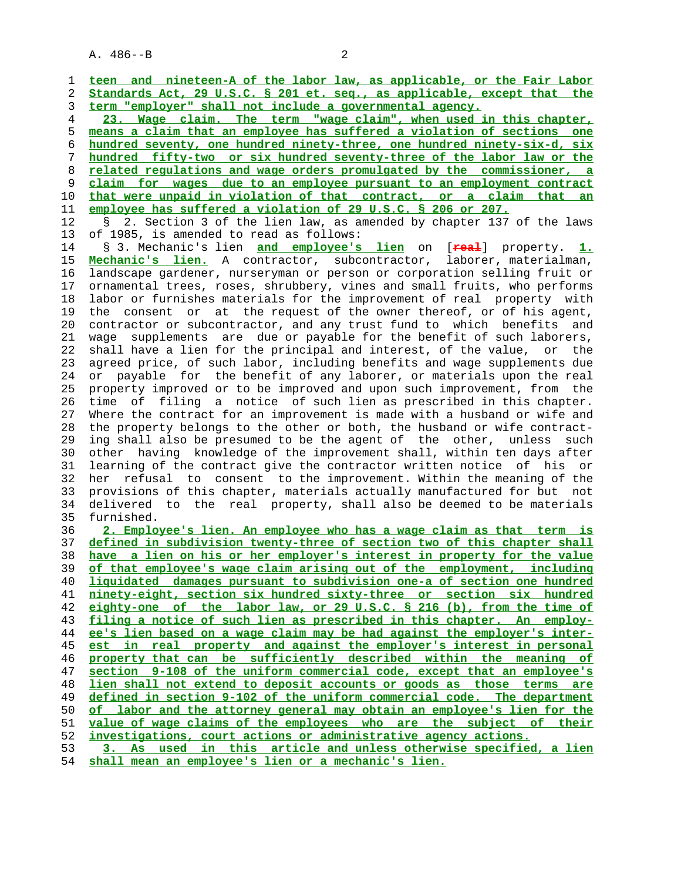teen and nineteen-A of the labor law, as applicable, or the Fair Labor Standards Act, 29 U.S.C. § 201 et. seq., as applicable, except that the term "employer" shall not include a governmental agency.

23. Wage claim. The term "wage claim", when used in this chapter, means a claim that an employee has suffered a violation of sections one hundred seventy, one hundred ninety-three, one hundred ninety-six-d, six hundred fifty-two or six hundred seventy-three of the labor law or the related regulations and wage orders promulgated by the commissioner, a claim for wages due to an employee pursuant to an employment contract that were unpaid in violation of that contract, or a claim that an employee has suffered a violation of 29 U.S.C. § 206 or 207.

§ 2. Section 3 of the lien law, as amended by chapter 137 of the laws of 1985, is amended to read as follows:

§ 3. Mechanic's lien and employee's lien on [real] property. 1. Mechanic's lien. A contractor, subcontractor, laborer, materialman, landscape gardener, nurseryman or person or corporation selling fruit or ornamental trees, roses, shrubbery, vines and small fruits, who performs labor or furnishes materials for the improvement of real property with the consent or at the request of the owner thereof, or of his agent, contractor or subcontractor, and any trust fund to which benefits and wage supplements are due or payable for the benefit of such laborers, shall have a lien for the principal and interest, of the value, or the agreed price, of such labor, including benefits and wage supplements due or payable for the benefit of any laborer, or materials upon the real property improved or to be improved and upon such improvement, from the time of filing a notice of such lien as prescribed in this chapter. Where the contract for an improvement is made with a husband or wife and the property belongs to the other or both, the husband or wife contracting shall also be presumed to be the agent of the other, unless such other having knowledge of the improvement shall, within ten days after learning of the contract give the contractor written notice of his or her refusal to consent to the improvement. Within the meaning of the provisions of this chapter, materials actually manufactured for but not delivered to the real property, shall also be deemed to be materials furnished.

2. Employee's lien. An employee who has a wage claim as that term is defined in subdivision twenty-three of section two of this chapter shall have a lien on his or her employer's interest in property for the value of that employee's wage claim arising out of the employment, including liquidated damages pursuant to subdivision one-a of section one hundred ninety-eight, section six hundred sixty-three or section six hundred eighty-one of the labor law, or 29 U.S.C. § 216 (b), from the time of filing a notice of such lien as prescribed in this chapter. An employee's lien based on a wage claim may be had against the employer's interest in real property and against the employer's interest in personal property that can be sufficiently described within the meaning of section 9-108 of the uniform commercial code, except that an employee's lien shall not extend to deposit accounts or goods as those terms are defined in section 9-102 of the uniform commercial code. The department of labor and the attorney general may obtain an employee's lien for the value of wage claims of the employees who are the subject of their investigations, court actions or administrative agency actions.

3. As used in this article and unless otherwise specified, a lien shall mean an employee's lien or a mechanic's lien.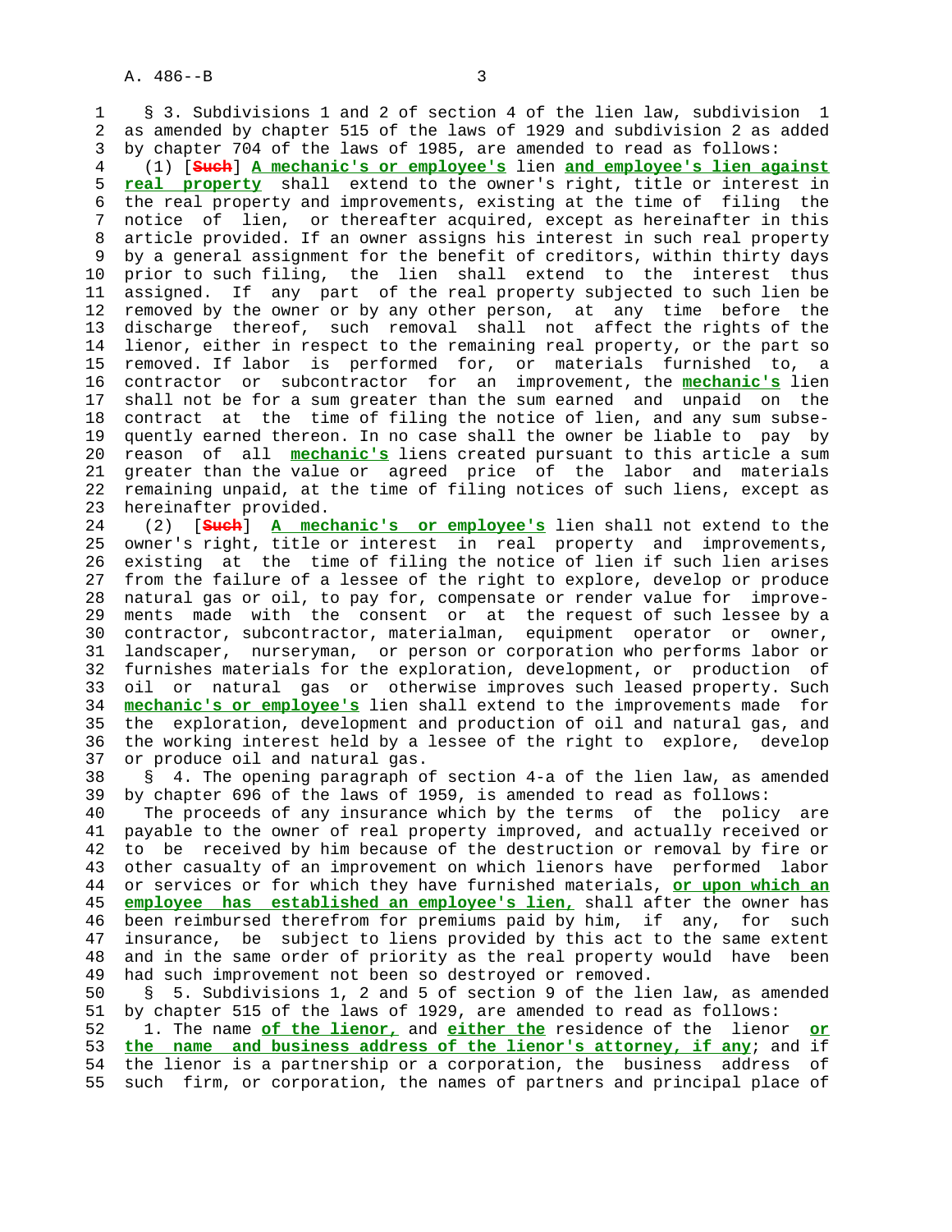§ 3. Subdivisions 1 and 2 of section 4 of the lien law, subdivision 1 as amended by chapter 515 of the laws of 1929 and subdivision 2 as added by chapter 704 of the laws of 1985, are amended to read as follows:

(1) [~~Such~~] **A mechanic's or employee's** lien **and employee's lien against real property** shall extend to the owner's right, title or interest in the real property and improvements, existing at the time of filing the notice of lien, or thereafter acquired, except as hereinafter in this article provided. If an owner assigns his interest in such real property by a general assignment for the benefit of creditors, within thirty days prior to such filing, the lien shall extend to the interest thus assigned. If any part of the real property subjected to such lien be removed by the owner or by any other person, at any time before the discharge thereof, such removal shall not affect the rights of the lienor, either in respect to the remaining real property, or the part so removed. If labor is performed for, or materials furnished to, a contractor or subcontractor for an improvement, the **mechanic's** lien shall not be for a sum greater than the sum earned and unpaid on the contract at the time of filing the notice of lien, and any sum subsequently earned thereon. In no case shall the owner be liable to pay by reason of all **mechanic's** liens created pursuant to this article a sum greater than the value or agreed price of the labor and materials remaining unpaid, at the time of filing notices of such liens, except as hereinafter provided.

(2) [~~Such~~] **A mechanic's or employee's** lien shall not extend to the owner's right, title or interest in real property and improvements, existing at the time of filing the notice of lien if such lien arises from the failure of a lessee of the right to explore, develop or produce natural gas or oil, to pay for, compensate or render value for improvements made with the consent or at the request of such lessee by a contractor, subcontractor, materialman, equipment operator or owner, landscaper, nurseryman, or person or corporation who performs labor or furnishes materials for the exploration, development, or production of oil or natural gas or otherwise improves such leased property. Such **mechanic's or employee's** lien shall extend to the improvements made for the exploration, development and production of oil and natural gas, and the working interest held by a lessee of the right to explore, develop or produce oil and natural gas.

§ 4. The opening paragraph of section 4-a of the lien law, as amended by chapter 696 of the laws of 1959, is amended to read as follows:

The proceeds of any insurance which by the terms of the policy are payable to the owner of real property improved, and actually received or to be received by him because of the destruction or removal by fire or other casualty of an improvement on which lienors have performed labor or services or for which they have furnished materials, **or upon which an employee has established an employee's lien,** shall after the owner has been reimbursed therefrom for premiums paid by him, if any, for such insurance, be subject to liens provided by this act to the same extent and in the same order of priority as the real property would have been had such improvement not been so destroyed or removed.

§ 5. Subdivisions 1, 2 and 5 of section 9 of the lien law, as amended by chapter 515 of the laws of 1929, are amended to read as follows:

1. The name **of the lienor,** and **either the** residence of the lienor **or the name and business address of the lienor's attorney, if any**; and if the lienor is a partnership or a corporation, the business address of such firm, or corporation, the names of partners and principal place of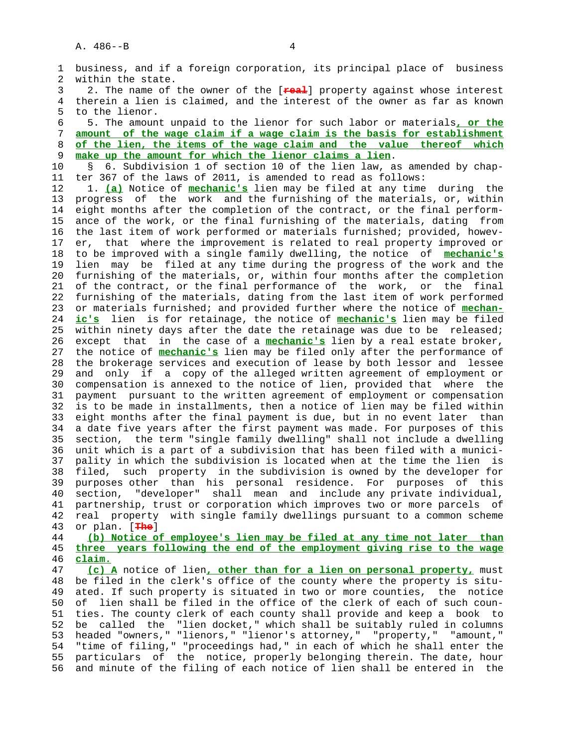business, and if a foreign corporation, its principal place of business within the state.

2. The name of the owner of the [~~real~~] property against whose interest therein a lien is claimed, and the interest of the owner as far as known to the lienor.

5. The amount unpaid to the lienor for such labor or materials**, or the amount of the wage claim if a wage claim is the basis for establishment of the lien, the items of the wage claim and the value thereof which make up the amount for which the lienor claims a lien**.

§ 6. Subdivision 1 of section 10 of the lien law, as amended by chapter 367 of the laws of 2011, is amended to read as follows:

1. **(a)** Notice of **mechanic's** lien may be filed at any time during the progress of the work and the furnishing of the materials, or, within eight months after the completion of the contract, or the final performance of the work, or the final furnishing of the materials, dating from the last item of work performed or materials furnished; provided, however, that where the improvement is related to real property improved or to be improved with a single family dwelling, the notice of **mechanic's** lien may be filed at any time during the progress of the work and the furnishing of the materials, or, within four months after the completion of the contract, or the final performance of the work, or the final furnishing of the materials, dating from the last item of work performed or materials furnished; and provided further where the notice of **mechanic's** lien is for retainage, the notice of **mechanic's** lien may be filed within ninety days after the date the retainage was due to be released; except that in the case of a **mechanic's** lien by a real estate broker, the notice of **mechanic's** lien may be filed only after the performance of the brokerage services and execution of lease by both lessor and lessee and only if a copy of the alleged written agreement of employment or compensation is annexed to the notice of lien, provided that where the payment pursuant to the written agreement of employment or compensation is to be made in installments, then a notice of lien may be filed within eight months after the final payment is due, but in no event later than a date five years after the first payment was made. For purposes of this section, the term "single family dwelling" shall not include a dwelling unit which is a part of a subdivision that has been filed with a municipality in which the subdivision is located when at the time the lien is filed, such property in the subdivision is owned by the developer for purposes other than his personal residence. For purposes of this section, "developer" shall mean and include any private individual, partnership, trust or corporation which improves two or more parcels of real property with single family dwellings pursuant to a common scheme or plan. [~~The~~]

**(b) Notice of employee's lien may be filed at any time not later than three years following the end of the employment giving rise to the wage claim.**

**(c) A** notice of lien**, other than for a lien on personal property,** must be filed in the clerk's office of the county where the property is situated. If such property is situated in two or more counties, the notice of lien shall be filed in the office of the clerk of each of such counties. The county clerk of each county shall provide and keep a book to be called the "lien docket," which shall be suitably ruled in columns headed "owners," "lienors," "lienor's attorney," "property," "amount," "time of filing," "proceedings had," in each of which he shall enter the particulars of the notice, properly belonging therein. The date, hour and minute of the filing of each notice of lien shall be entered in the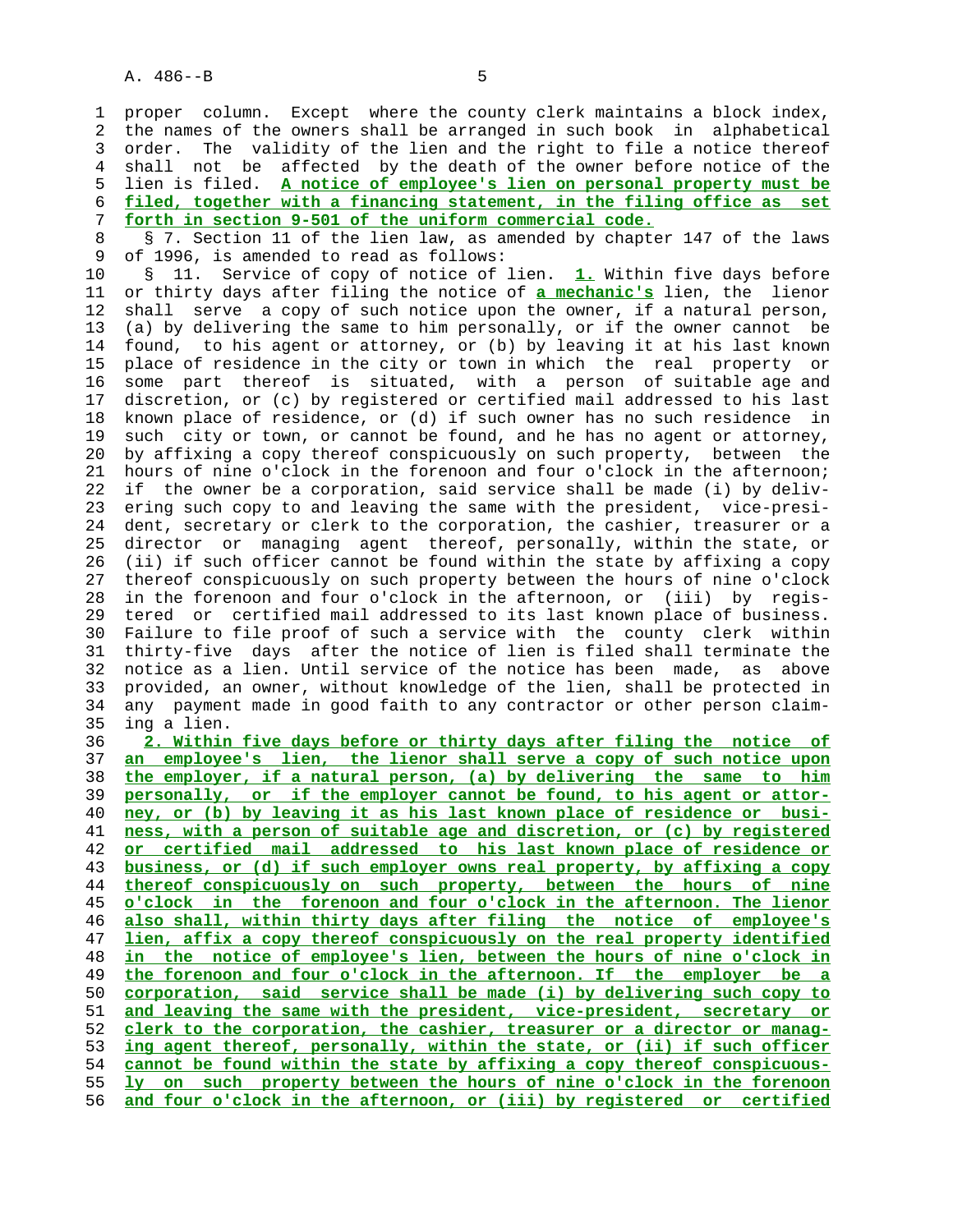proper column. Except where the county clerk maintains a block index, the names of the owners shall be arranged in such book in alphabetical order. The validity of the lien and the right to file a notice thereof shall not be affected by the death of the owner before notice of the lien is filed. **A notice of employee's lien on personal property must be filed, together with a financing statement, in the filing office as set forth in section 9-501 of the uniform commercial code.**

§ 7. Section 11 of the lien law, as amended by chapter 147 of the laws of 1996, is amended to read as follows:

§ 11. Service of copy of notice of lien. **1.** Within five days before or thirty days after filing the notice of **a mechanic's** lien, the lienor shall serve a copy of such notice upon the owner, if a natural person, (a) by delivering the same to him personally, or if the owner cannot be found, to his agent or attorney, or (b) by leaving it at his last known place of residence in the city or town in which the real property or some part thereof is situated, with a person of suitable age and discretion, or (c) by registered or certified mail addressed to his last known place of residence, or (d) if such owner has no such residence in such city or town, or cannot be found, and he has no agent or attorney, by affixing a copy thereof conspicuously on such property, between the hours of nine o'clock in the forenoon and four o'clock in the afternoon; if the owner be a corporation, said service shall be made (i) by delivering such copy to and leaving the same with the president, vice-president, secretary or clerk to the corporation, the cashier, treasurer or a director or managing agent thereof, personally, within the state, or (ii) if such officer cannot be found within the state by affixing a copy thereof conspicuously on such property between the hours of nine o'clock in the forenoon and four o'clock in the afternoon, or (iii) by registered or certified mail addressed to its last known place of business. Failure to file proof of such a service with the county clerk within thirty-five days after the notice of lien is filed shall terminate the notice as a lien. Until service of the notice has been made, as above provided, an owner, without knowledge of the lien, shall be protected in any payment made in good faith to any contractor or other person claiming a lien.

**2. Within five days before or thirty days after filing the notice of an employee's lien, the lienor shall serve a copy of such notice upon the employer, if a natural person, (a) by delivering the same to him personally, or if the employer cannot be found, to his agent or attorney, or (b) by leaving it as his last known place of residence or business, with a person of suitable age and discretion, or (c) by registered or certified mail addressed to his last known place of residence or business, or (d) if such employer owns real property, by affixing a copy thereof conspicuously on such property, between the hours of nine o'clock in the forenoon and four o'clock in the afternoon. The lienor also shall, within thirty days after filing the notice of employee's lien, affix a copy thereof conspicuously on the real property identified in the notice of employee's lien, between the hours of nine o'clock in the forenoon and four o'clock in the afternoon. If the employer be a corporation, said service shall be made (i) by delivering such copy to and leaving the same with the president, vice-president, secretary or clerk to the corporation, the cashier, treasurer or a director or managing agent thereof, personally, within the state, or (ii) if such officer cannot be found within the state by affixing a copy thereof conspicuously on such property between the hours of nine o'clock in the forenoon and four o'clock in the afternoon, or (iii) by registered or certified**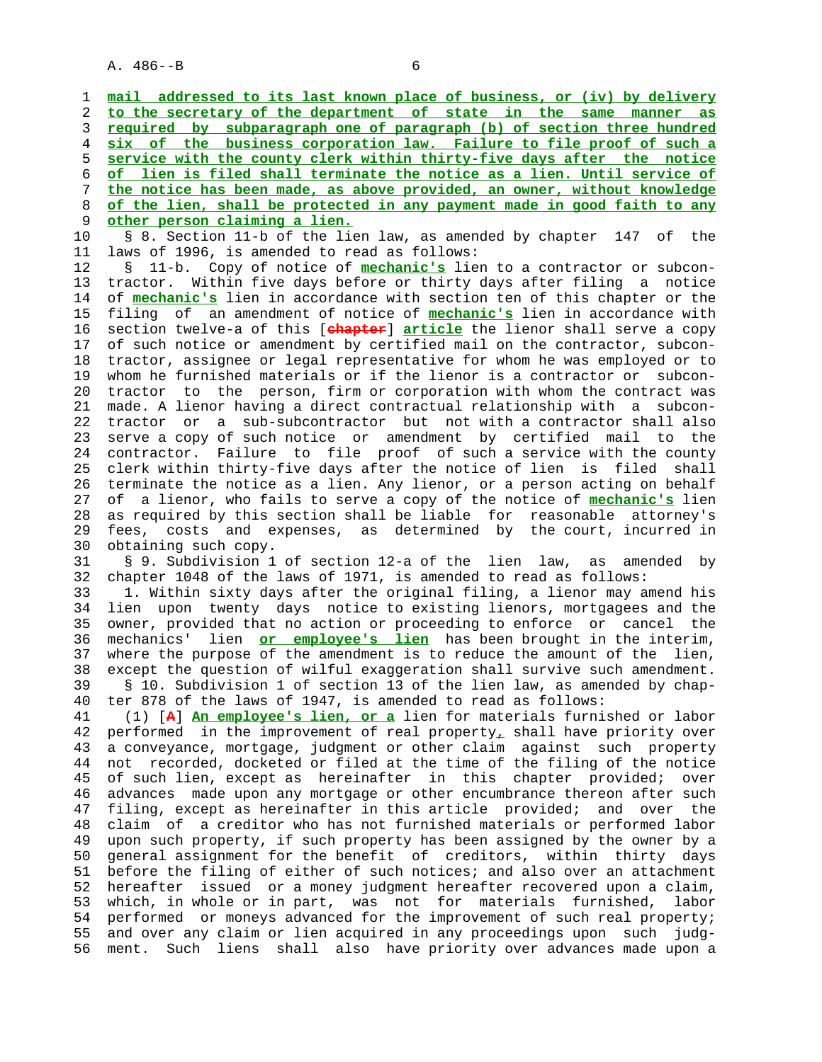**mail addressed to its last known place of business, or (iv) by delivery to the secretary of the department of state in the same manner as required by subparagraph one of paragraph (b) of section three hundred six of the business corporation law. Failure to file proof of such a service with the county clerk within thirty-five days after the notice of lien is filed shall terminate the notice as a lien. Until service of the notice has been made, as above provided, an owner, without knowledge of the lien, shall be protected in any payment made in good faith to any other person claiming a lien.**

§ 8. Section 11-b of the lien law, as amended by chapter 147 of the laws of 1996, is amended to read as follows:

§ 11-b. Copy of notice of **mechanic's** lien to a contractor or subcontractor. Within five days before or thirty days after filing a notice of **mechanic's** lien in accordance with section ten of this chapter or the filing of an amendment of notice of **mechanic's** lien in accordance with section twelve-a of this [~~chapter~~] **article** the lienor shall serve a copy of such notice or amendment by certified mail on the contractor, subcontractor, assignee or legal representative for whom he was employed or to whom he furnished materials or if the lienor is a contractor or subcontractor to the person, firm or corporation with whom the contract was made. A lienor having a direct contractual relationship with a subcontractor or a sub-subcontractor but not with a contractor shall also serve a copy of such notice or amendment by certified mail to the contractor. Failure to file proof of such a service with the county clerk within thirty-five days after the notice of lien is filed shall terminate the notice as a lien. Any lienor, or a person acting on behalf of a lienor, who fails to serve a copy of the notice of **mechanic's** lien as required by this section shall be liable for reasonable attorney's fees, costs and expenses, as determined by the court, incurred in obtaining such copy.

§ 9. Subdivision 1 of section 12-a of the lien law, as amended by chapter 1048 of the laws of 1971, is amended to read as follows:

1. Within sixty days after the original filing, a lienor may amend his lien upon twenty days notice to existing lienors, mortgagees and the owner, provided that no action or proceeding to enforce or cancel the mechanics' lien **or employee's lien** has been brought in the interim, where the purpose of the amendment is to reduce the amount of the lien, except the question of wilful exaggeration shall survive such amendment.

§ 10. Subdivision 1 of section 13 of the lien law, as amended by chapter 878 of the laws of 1947, is amended to read as follows:

(1) [~~A~~] **An employee's lien, or a** lien for materials furnished or labor performed in the improvement of real property**,** shall have priority over a conveyance, mortgage, judgment or other claim against such property not recorded, docketed or filed at the time of the filing of the notice of such lien, except as hereinafter in this chapter provided; over advances made upon any mortgage or other encumbrance thereon after such filing, except as hereinafter in this article provided; and over the claim of a creditor who has not furnished materials or performed labor upon such property, if such property has been assigned by the owner by a general assignment for the benefit of creditors, within thirty days before the filing of either of such notices; and also over an attachment hereafter issued or a money judgment hereafter recovered upon a claim, which, in whole or in part, was not for materials furnished, labor performed or moneys advanced for the improvement of such real property; and over any claim or lien acquired in any proceedings upon such judgment. Such liens shall also have priority over advances made upon a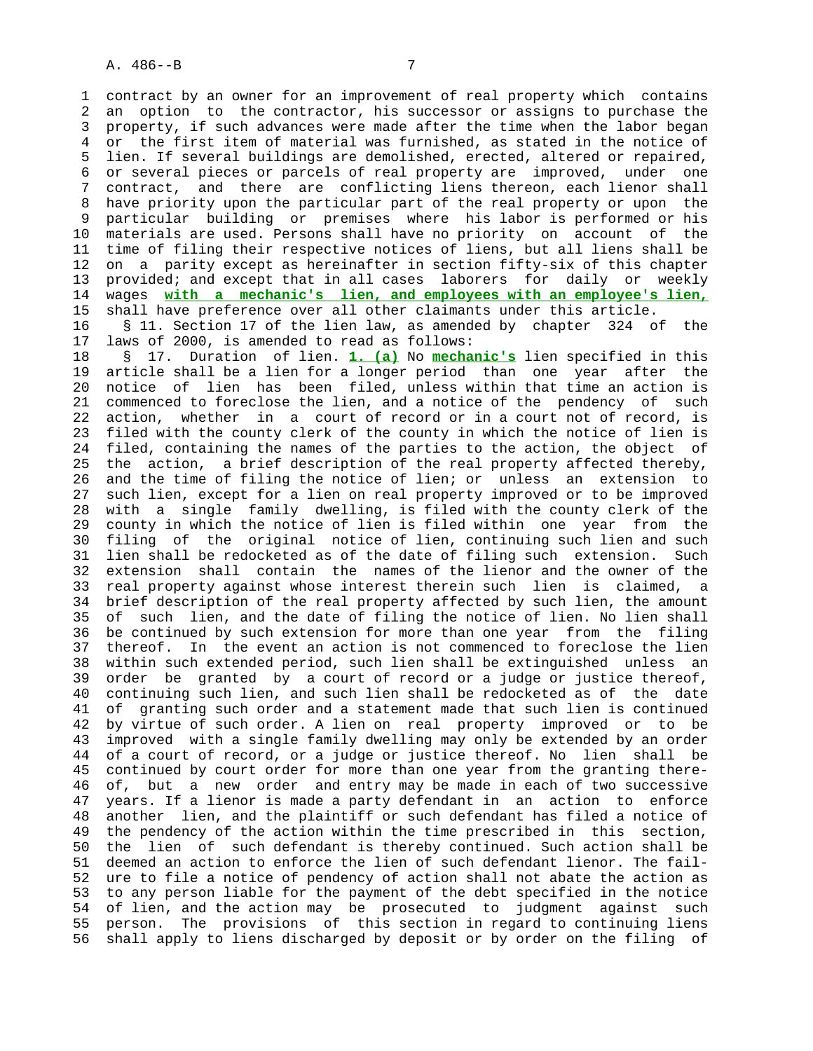contract by an owner for an improvement of real property which contains an option to the contractor, his successor or assigns to purchase the property, if such advances were made after the time when the labor began or the first item of material was furnished, as stated in the notice of lien. If several buildings are demolished, erected, altered or repaired, or several pieces or parcels of real property are improved, under one contract, and there are conflicting liens thereon, each lienor shall have priority upon the particular part of the real property or upon the particular building or premises where his labor is performed or his materials are used. Persons shall have no priority on account of the time of filing their respective notices of liens, but all liens shall be on a parity except as hereinafter in section fifty-six of this chapter provided; and except that in all cases laborers for daily or weekly wages **with a mechanic's lien, and employees with an employee's lien,** shall have preference over all other claimants under this article.

§ 11. Section 17 of the lien law, as amended by chapter 324 of the laws of 2000, is amended to read as follows:

§ 17. Duration of lien. **1. (a)** No **mechanic's** lien specified in this article shall be a lien for a longer period than one year after the notice of lien has been filed, unless within that time an action is commenced to foreclose the lien, and a notice of the pendency of such action, whether in a court of record or in a court not of record, is filed with the county clerk of the county in which the notice of lien is filed, containing the names of the parties to the action, the object of the action, a brief description of the real property affected thereby, and the time of filing the notice of lien; or unless an extension to such lien, except for a lien on real property improved or to be improved with a single family dwelling, is filed with the county clerk of the county in which the notice of lien is filed within one year from the filing of the original notice of lien, continuing such lien and such lien shall be redocketed as of the date of filing such extension. Such extension shall contain the names of the lienor and the owner of the real property against whose interest therein such lien is claimed, a brief description of the real property affected by such lien, the amount of such lien, and the date of filing the notice of lien. No lien shall be continued by such extension for more than one year from the filing thereof. In the event an action is not commenced to foreclose the lien within such extended period, such lien shall be extinguished unless an order be granted by a court of record or a judge or justice thereof, continuing such lien, and such lien shall be redocketed as of the date of granting such order and a statement made that such lien is continued by virtue of such order. A lien on real property improved or to be improved with a single family dwelling may only be extended by an order of a court of record, or a judge or justice thereof. No lien shall be continued by court order for more than one year from the granting thereof, but a new order and entry may be made in each of two successive years. If a lienor is made a party defendant in an action to enforce another lien, and the plaintiff or such defendant has filed a notice of the pendency of the action within the time prescribed in this section, the lien of such defendant is thereby continued. Such action shall be deemed an action to enforce the lien of such defendant lienor. The failure to file a notice of pendency of action shall not abate the action as to any person liable for the payment of the debt specified in the notice of lien, and the action may be prosecuted to judgment against such person. The provisions of this section in regard to continuing liens shall apply to liens discharged by deposit or by order on the filing of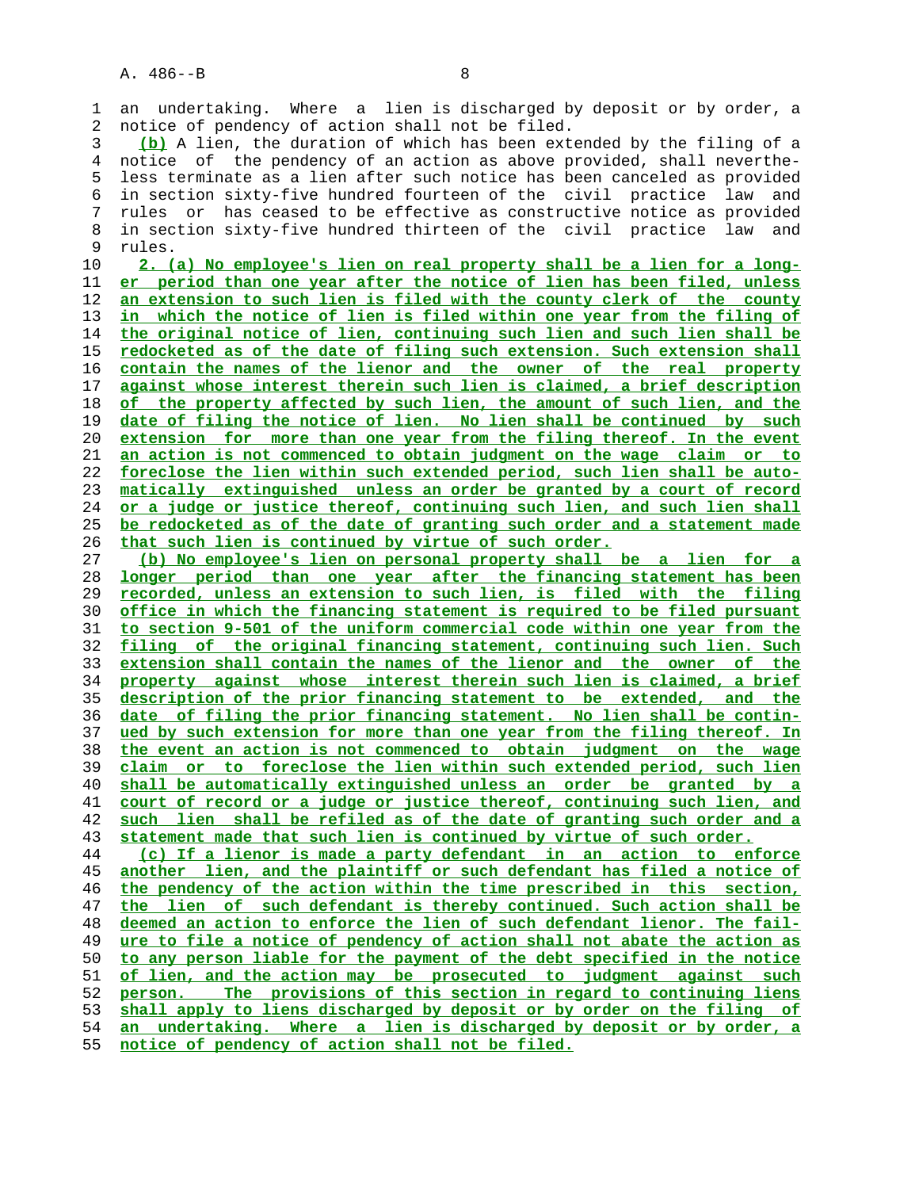an undertaking. Where a lien is discharged by deposit or by order, a notice of pendency of action shall not be filed.

(b) A lien, the duration of which has been extended by the filing of a notice of the pendency of an action as above provided, shall nevertheless terminate as a lien after such notice has been canceled as provided in section sixty-five hundred fourteen of the civil practice law and rules or has ceased to be effective as constructive notice as provided in section sixty-five hundred thirteen of the civil practice law and rules.

2. (a) No employee's lien on real property shall be a lien for a longer period than one year after the notice of lien has been filed, unless an extension to such lien is filed with the county clerk of the county in which the notice of lien is filed within one year from the filing of the original notice of lien, continuing such lien and such lien shall be redocketed as of the date of filing such extension. Such extension shall contain the names of the lienor and the owner of the real property against whose interest therein such lien is claimed, a brief description of the property affected by such lien, the amount of such lien, and the date of filing the notice of lien. No lien shall be continued by such extension for more than one year from the filing thereof. In the event an action is not commenced to obtain judgment on the wage claim or to foreclose the lien within such extended period, such lien shall be automatically extinguished unless an order be granted by a court of record or a judge or justice thereof, continuing such lien, and such lien shall be redocketed as of the date of granting such order and a statement made that such lien is continued by virtue of such order.

(b) No employee's lien on personal property shall be a lien for a longer period than one year after the financing statement has been recorded, unless an extension to such lien, is filed with the filing office in which the financing statement is required to be filed pursuant to section 9-501 of the uniform commercial code within one year from the filing of the original financing statement, continuing such lien. Such extension shall contain the names of the lienor and the owner of the property against whose interest therein such lien is claimed, a brief description of the prior financing statement to be extended, and the date of filing the prior financing statement. No lien shall be continued by such extension for more than one year from the filing thereof. In the event an action is not commenced to obtain judgment on the wage claim or to foreclose the lien within such extended period, such lien shall be automatically extinguished unless an order be granted by a court of record or a judge or justice thereof, continuing such lien, and such lien shall be refiled as of the date of granting such order and a statement made that such lien is continued by virtue of such order.

(c) If a lienor is made a party defendant in an action to enforce another lien, and the plaintiff or such defendant has filed a notice of the pendency of the action within the time prescribed in this section, the lien of such defendant is thereby continued. Such action shall be deemed an action to enforce the lien of such defendant lienor. The failure to file a notice of pendency of action shall not abate the action as to any person liable for the payment of the debt specified in the notice of lien, and the action may be prosecuted to judgment against such person. The provisions of this section in regard to continuing liens shall apply to liens discharged by deposit or by order on the filing of an undertaking. Where a lien is discharged by deposit or by order, a notice of pendency of action shall not be filed.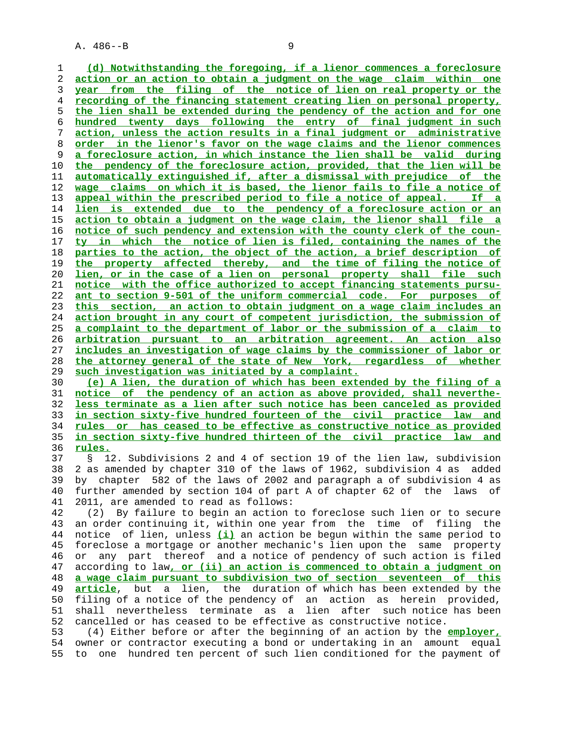(d) Notwithstanding the foregoing, if a lienor commences a foreclosure action or an action to obtain a judgment on the wage claim within one year from the filing of the notice of lien on real property or the recording of the financing statement creating lien on personal property, the lien shall be extended during the pendency of the action and for one hundred twenty days following the entry of final judgment in such action, unless the action results in a final judgment or administrative order in the lienor's favor on the wage claims and the lienor commences a foreclosure action, in which instance the lien shall be valid during the pendency of the foreclosure action, provided, that the lien will be automatically extinguished if, after a dismissal with prejudice of the wage claims on which it is based, the lienor fails to file a notice of appeal within the prescribed period to file a notice of appeal. If a lien is extended due to the pendency of a foreclosure action or an action to obtain a judgment on the wage claim, the lienor shall file a notice of such pendency and extension with the county clerk of the county in which the notice of lien is filed, containing the names of the parties to the action, the object of the action, a brief description of the property affected thereby, and the time of filing the notice of lien, or in the case of a lien on personal property shall file such notice with the office authorized to accept financing statements pursuant to section 9-501 of the uniform commercial code. For purposes of this section, an action to obtain judgment on a wage claim includes an action brought in any court of competent jurisdiction, the submission of a complaint to the department of labor or the submission of a claim to arbitration pursuant to an arbitration agreement. An action also includes an investigation of wage claims by the commissioner of labor or the attorney general of the state of New York, regardless of whether such investigation was initiated by a complaint.

(e) A lien, the duration of which has been extended by the filing of a notice of the pendency of an action as above provided, shall nevertheless terminate as a lien after such notice has been canceled as provided in section sixty-five hundred fourteen of the civil practice law and rules or has ceased to be effective as constructive notice as provided in section sixty-five hundred thirteen of the civil practice law and rules.

§ 12. Subdivisions 2 and 4 of section 19 of the lien law, subdivision 2 as amended by chapter 310 of the laws of 1962, subdivision 4 as added by chapter 582 of the laws of 2002 and paragraph a of subdivision 4 as further amended by section 104 of part A of chapter 62 of the laws of 2011, are amended to read as follows:

(2) By failure to begin an action to foreclose such lien or to secure an order continuing it, within one year from the time of filing the notice of lien, unless (i) an action be begun within the same period to foreclose a mortgage or another mechanic's lien upon the same property or any part thereof and a notice of pendency of such action is filed according to law, or (ii) an action is commenced to obtain a judgment on a wage claim pursuant to subdivision two of section seventeen of this article, but a lien, the duration of which has been extended by the filing of a notice of the pendency of an action as herein provided, shall nevertheless terminate as a lien after such notice has been cancelled or has ceased to be effective as constructive notice.

(4) Either before or after the beginning of an action by the employer, owner or contractor executing a bond or undertaking in an amount equal to one hundred ten percent of such lien conditioned for the payment of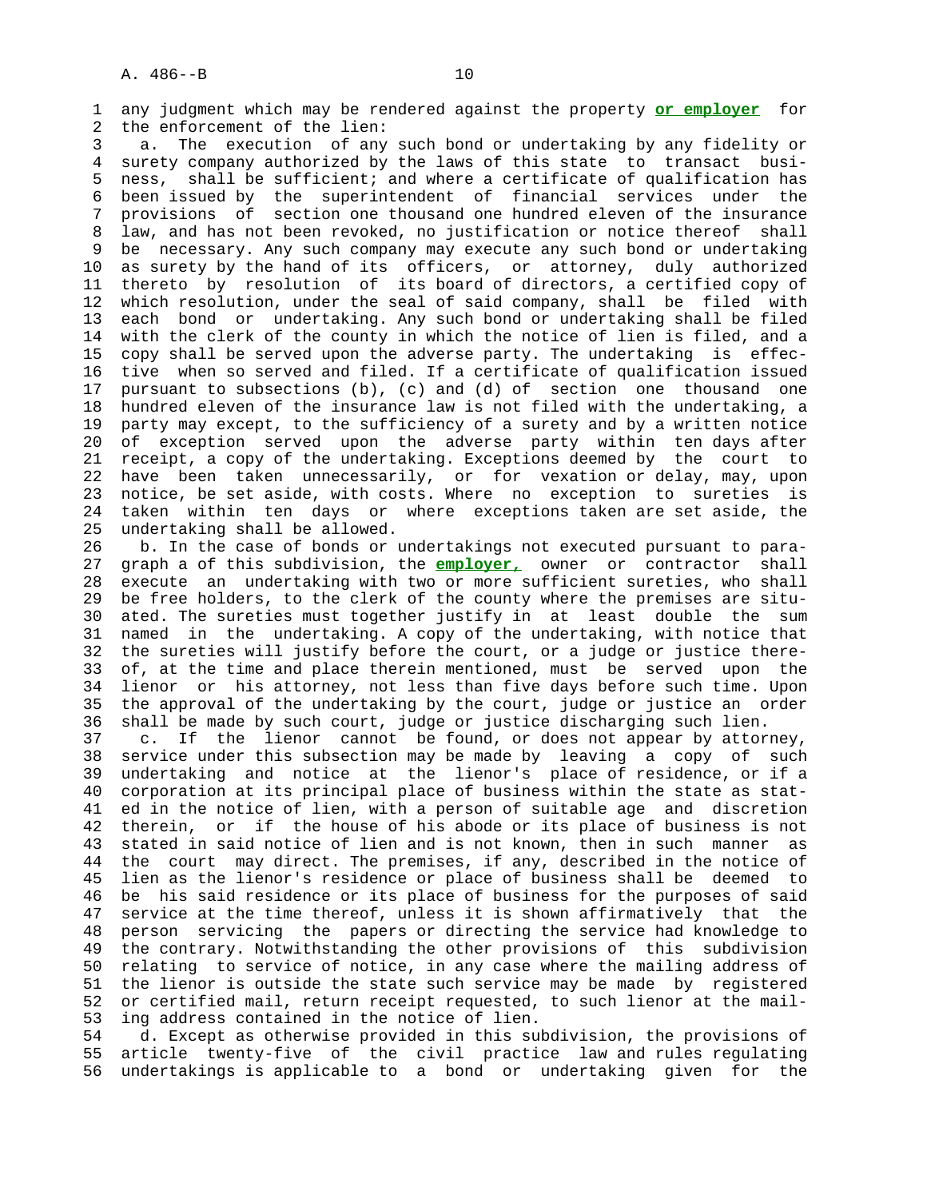any judgment which may be rendered against the property **or employer** for the enforcement of the lien:

a. The execution of any such bond or undertaking by any fidelity or surety company authorized by the laws of this state to transact business, shall be sufficient; and where a certificate of qualification has been issued by the superintendent of financial services under the provisions of section one thousand one hundred eleven of the insurance law, and has not been revoked, no justification or notice thereof shall be necessary. Any such company may execute any such bond or undertaking as surety by the hand of its officers, or attorney, duly authorized thereto by resolution of its board of directors, a certified copy of which resolution, under the seal of said company, shall be filed with each bond or undertaking. Any such bond or undertaking shall be filed with the clerk of the county in which the notice of lien is filed, and a copy shall be served upon the adverse party. The undertaking is effective when so served and filed. If a certificate of qualification issued pursuant to subsections (b), (c) and (d) of section one thousand one hundred eleven of the insurance law is not filed with the undertaking, a party may except, to the sufficiency of a surety and by a written notice of exception served upon the adverse party within ten days after receipt, a copy of the undertaking. Exceptions deemed by the court to have been taken unnecessarily, or for vexation or delay, may, upon notice, be set aside, with costs. Where no exception to sureties is taken within ten days or where exceptions taken are set aside, the undertaking shall be allowed.

b. In the case of bonds or undertakings not executed pursuant to paragraph a of this subdivision, the **employer,** owner or contractor shall execute an undertaking with two or more sufficient sureties, who shall be free holders, to the clerk of the county where the premises are situated. The sureties must together justify in at least double the sum named in the undertaking. A copy of the undertaking, with notice that the sureties will justify before the court, or a judge or justice thereof, at the time and place therein mentioned, must be served upon the lienor or his attorney, not less than five days before such time. Upon the approval of the undertaking by the court, judge or justice an order shall be made by such court, judge or justice discharging such lien.

c. If the lienor cannot be found, or does not appear by attorney, service under this subsection may be made by leaving a copy of such undertaking and notice at the lienor's place of residence, or if a corporation at its principal place of business within the state as stated in the notice of lien, with a person of suitable age and discretion therein, or if the house of his abode or its place of business is not stated in said notice of lien and is not known, then in such manner as the court may direct. The premises, if any, described in the notice of lien as the lienor's residence or place of business shall be deemed to be his said residence or its place of business for the purposes of said service at the time thereof, unless it is shown affirmatively that the person servicing the papers or directing the service had knowledge to the contrary. Notwithstanding the other provisions of this subdivision relating to service of notice, in any case where the mailing address of the lienor is outside the state such service may be made by registered or certified mail, return receipt requested, to such lienor at the mailing address contained in the notice of lien.

d. Except as otherwise provided in this subdivision, the provisions of article twenty-five of the civil practice law and rules regulating undertakings is applicable to a bond or undertaking given for the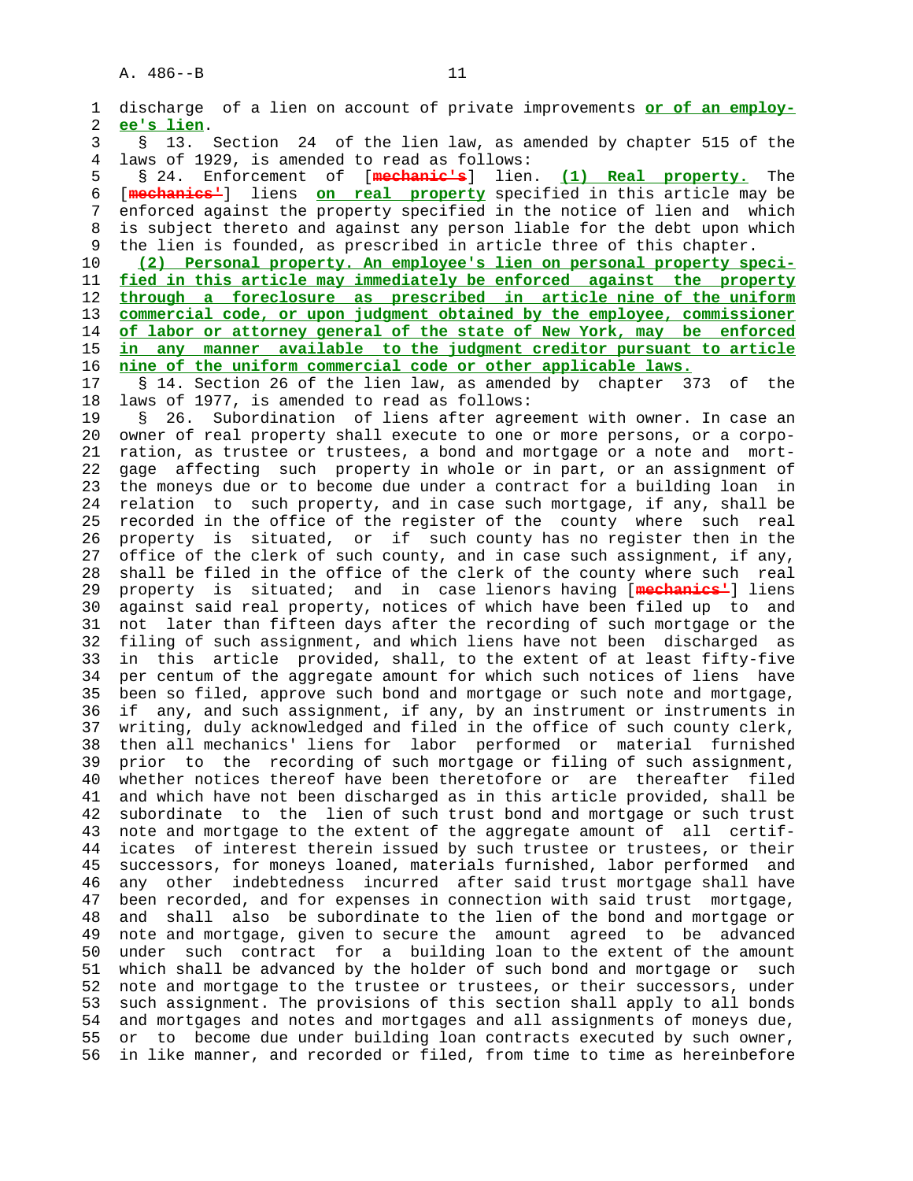discharge of a lien on account of private improvements **or of an employee's lien**.

§ 13. Section 24 of the lien law, as amended by chapter 515 of the laws of 1929, is amended to read as follows:

§ 24. Enforcement of [~~mechanic's~~] lien. **(1) Real property.** The [~~mechanics'~~] liens **on real property** specified in this article may be enforced against the property specified in the notice of lien and which is subject thereto and against any person liable for the debt upon which the lien is founded, as prescribed in article three of this chapter.

**(2) Personal property. An employee's lien on personal property specified in this article may immediately be enforced against the property through a foreclosure as prescribed in article nine of the uniform commercial code, or upon judgment obtained by the employee, commissioner of labor or attorney general of the state of New York, may be enforced in any manner available to the judgment creditor pursuant to article nine of the uniform commercial code or other applicable laws.**

§ 14. Section 26 of the lien law, as amended by chapter 373 of the laws of 1977, is amended to read as follows:

§ 26. Subordination of liens after agreement with owner. In case an owner of real property shall execute to one or more persons, or a corporation, as trustee or trustees, a bond and mortgage or a note and mortgage affecting such property in whole or in part, or an assignment of the moneys due or to become due under a contract for a building loan in relation to such property, and in case such mortgage, if any, shall be recorded in the office of the register of the county where such real property is situated, or if such county has no register then in the office of the clerk of such county, and in case such assignment, if any, shall be filed in the office of the clerk of the county where such real property is situated; and in case lienors having [~~mechanics'~~] liens against said real property, notices of which have been filed up to and not later than fifteen days after the recording of such mortgage or the filing of such assignment, and which liens have not been discharged as in this article provided, shall, to the extent of at least fifty-five per centum of the aggregate amount for which such notices of liens have been so filed, approve such bond and mortgage or such note and mortgage, if any, and such assignment, if any, by an instrument or instruments in writing, duly acknowledged and filed in the office of such county clerk, then all mechanics' liens for labor performed or material furnished prior to the recording of such mortgage or filing of such assignment, whether notices thereof have been theretofore or are thereafter filed and which have not been discharged as in this article provided, shall be subordinate to the lien of such trust bond and mortgage or such trust note and mortgage to the extent of the aggregate amount of all certificates of interest therein issued by such trustee or trustees, or their successors, for moneys loaned, materials furnished, labor performed and any other indebtedness incurred after said trust mortgage shall have been recorded, and for expenses in connection with said trust mortgage, and shall also be subordinate to the lien of the bond and mortgage or note and mortgage, given to secure the amount agreed to be advanced under such contract for a building loan to the extent of the amount which shall be advanced by the holder of such bond and mortgage or such note and mortgage to the trustee or trustees, or their successors, under such assignment. The provisions of this section shall apply to all bonds and mortgages and notes and mortgages and all assignments of moneys due, or to become due under building loan contracts executed by such owner, in like manner, and recorded or filed, from time to time as hereinbefore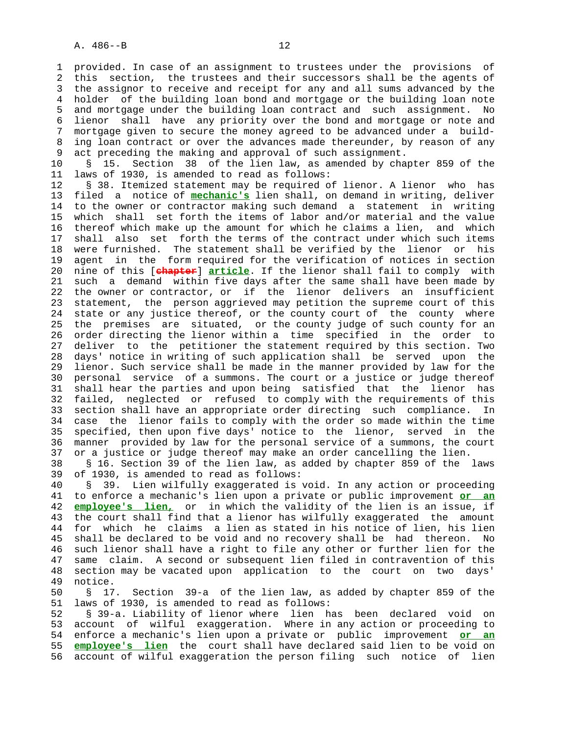provided. In case of an assignment to trustees under the provisions of this section, the trustees and their successors shall be the agents of the assignor to receive and receipt for any and all sums advanced by the holder of the building loan bond and mortgage or the building loan note and mortgage under the building loan contract and such assignment. No lienor shall have any priority over the bond and mortgage or note and mortgage given to secure the money agreed to be advanced under a building loan contract or over the advances made thereunder, by reason of any act preceding the making and approval of such assignment.

§ 15. Section 38 of the lien law, as amended by chapter 859 of the laws of 1930, is amended to read as follows:

§ 38. Itemized statement may be required of lienor. A lienor who has filed a notice of **mechanic's** lien shall, on demand in writing, deliver to the owner or contractor making such demand a statement in writing which shall set forth the items of labor and/or material and the value thereof which make up the amount for which he claims a lien, and which shall also set forth the terms of the contract under which such items were furnished. The statement shall be verified by the lienor or his agent in the form required for the verification of notices in section nine of this [~~chapter~~] **article**. If the lienor shall fail to comply with such a demand within five days after the same shall have been made by the owner or contractor, or if the lienor delivers an insufficient statement, the person aggrieved may petition the supreme court of this state or any justice thereof, or the county court of the county where the premises are situated, or the county judge of such county for an order directing the lienor within a time specified in the order to deliver to the petitioner the statement required by this section. Two days' notice in writing of such application shall be served upon the lienor. Such service shall be made in the manner provided by law for the personal service of a summons. The court or a justice or judge thereof shall hear the parties and upon being satisfied that the lienor has failed, neglected or refused to comply with the requirements of this section shall have an appropriate order directing such compliance. In case the lienor fails to comply with the order so made within the time specified, then upon five days' notice to the lienor, served in the manner provided by law for the personal service of a summons, the court or a justice or judge thereof may make an order cancelling the lien.

§ 16. Section 39 of the lien law, as added by chapter 859 of the laws of 1930, is amended to read as follows:

§ 39. Lien wilfully exaggerated is void. In any action or proceeding to enforce a mechanic's lien upon a private or public improvement **or an employee's lien,** or in which the validity of the lien is an issue, if the court shall find that a lienor has wilfully exaggerated the amount for which he claims a lien as stated in his notice of lien, his lien shall be declared to be void and no recovery shall be had thereon. No such lienor shall have a right to file any other or further lien for the same claim. A second or subsequent lien filed in contravention of this section may be vacated upon application to the court on two days' notice.

§ 17. Section 39-a of the lien law, as added by chapter 859 of the laws of 1930, is amended to read as follows:

§ 39-a. Liability of lienor where lien has been declared void on account of wilful exaggeration. Where in any action or proceeding to enforce a mechanic's lien upon a private or public improvement **or an employee's lien** the court shall have declared said lien to be void on account of wilful exaggeration the person filing such notice of lien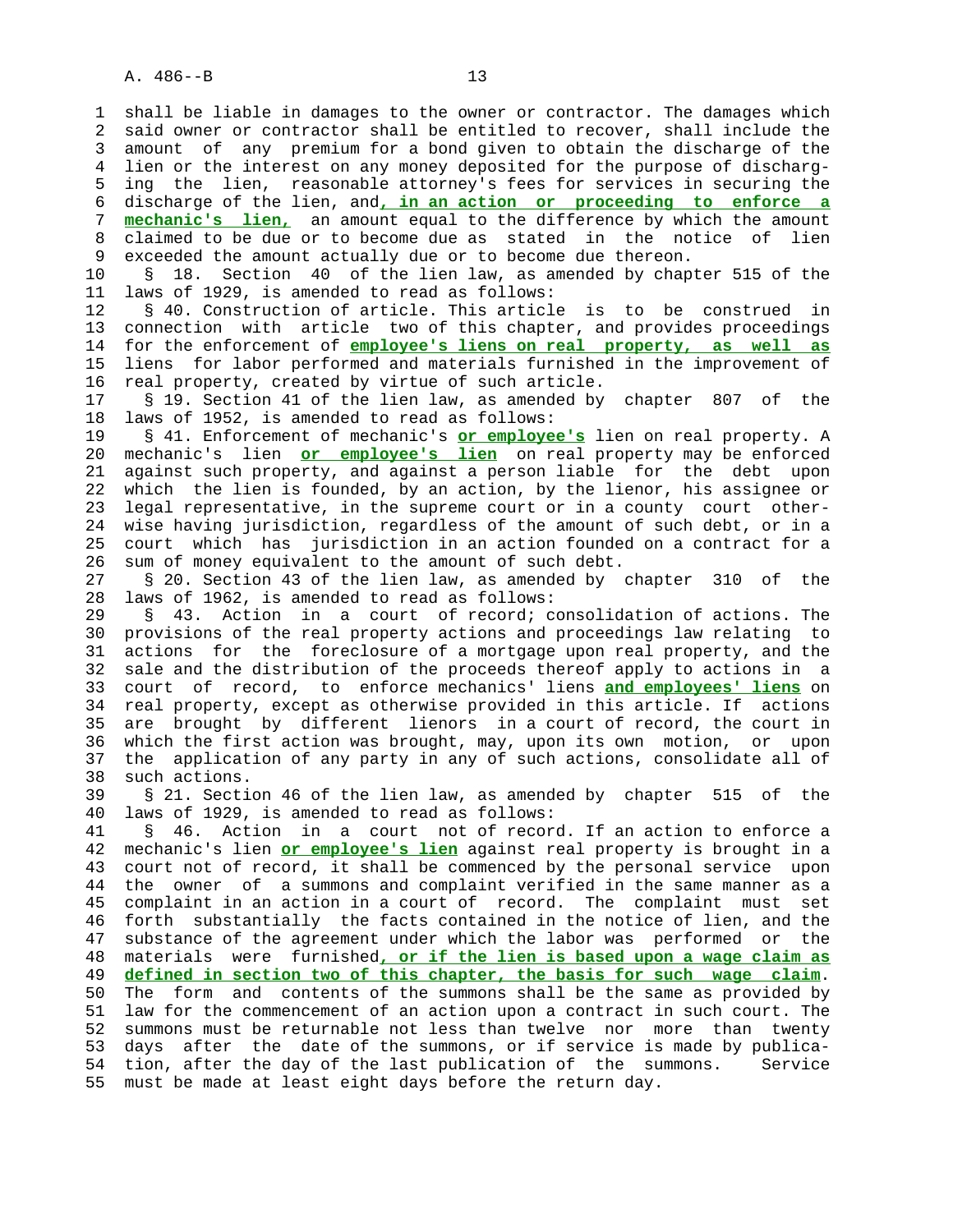shall be liable in damages to the owner or contractor. The damages which said owner or contractor shall be entitled to recover, shall include the amount of any premium for a bond given to obtain the discharge of the lien or the interest on any money deposited for the purpose of discharging the lien, reasonable attorney's fees for services in securing the discharge of the lien, and**, in an action or proceeding to enforce a mechanic's lien,** an amount equal to the difference by which the amount claimed to be due or to become due as stated in the notice of lien exceeded the amount actually due or to become due thereon.

§ 18. Section 40 of the lien law, as amended by chapter 515 of the laws of 1929, is amended to read as follows:

§ 40. Construction of article. This article is to be construed in connection with article two of this chapter, and provides proceedings for the enforcement of **employee's liens on real property, as well as** liens for labor performed and materials furnished in the improvement of real property, created by virtue of such article.

§ 19. Section 41 of the lien law, as amended by chapter 807 of the laws of 1952, is amended to read as follows:

§ 41. Enforcement of mechanic's **or employee's** lien on real property. A mechanic's lien **or employee's lien** on real property may be enforced against such property, and against a person liable for the debt upon which the lien is founded, by an action, by the lienor, his assignee or legal representative, in the supreme court or in a county court otherwise having jurisdiction, regardless of the amount of such debt, or in a court which has jurisdiction in an action founded on a contract for a sum of money equivalent to the amount of such debt.

§ 20. Section 43 of the lien law, as amended by chapter 310 of the laws of 1962, is amended to read as follows:

§ 43. Action in a court of record; consolidation of actions. The provisions of the real property actions and proceedings law relating to actions for the foreclosure of a mortgage upon real property, and the sale and the distribution of the proceeds thereof apply to actions in a court of record, to enforce mechanics' liens **and employees' liens** on real property, except as otherwise provided in this article. If actions are brought by different lienors in a court of record, the court in which the first action was brought, may, upon its own motion, or upon the application of any party in any of such actions, consolidate all of such actions.

§ 21. Section 46 of the lien law, as amended by chapter 515 of the laws of 1929, is amended to read as follows:

§ 46. Action in a court not of record. If an action to enforce a mechanic's lien **or employee's lien** against real property is brought in a court not of record, it shall be commenced by the personal service upon the owner of a summons and complaint verified in the same manner as a complaint in an action in a court of record. The complaint must set forth substantially the facts contained in the notice of lien, and the substance of the agreement under which the labor was performed or the materials were furnished**, or if the lien is based upon a wage claim as defined in section two of this chapter, the basis for such wage claim**. The form and contents of the summons shall be the same as provided by law for the commencement of an action upon a contract in such court. The summons must be returnable not less than twelve nor more than twenty days after the date of the summons, or if service is made by publication, after the day of the last publication of the summons. Service must be made at least eight days before the return day.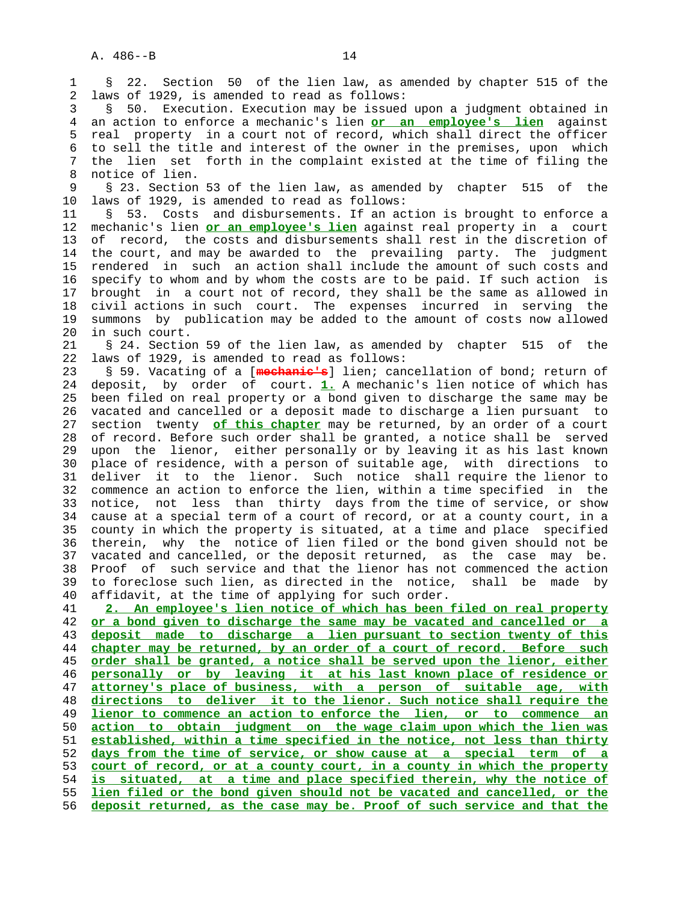§ 22. Section 50 of the lien law, as amended by chapter 515 of the laws of 1929, is amended to read as follows:

§ 50. Execution. Execution may be issued upon a judgment obtained in an action to enforce a mechanic's lien **or an employee's lien** against real property in a court not of record, which shall direct the officer to sell the title and interest of the owner in the premises, upon which the lien set forth in the complaint existed at the time of filing the notice of lien.

§ 23. Section 53 of the lien law, as amended by chapter 515 of the laws of 1929, is amended to read as follows:

§ 53. Costs and disbursements. If an action is brought to enforce a mechanic's lien **or an employee's lien** against real property in a court of record, the costs and disbursements shall rest in the discretion of the court, and may be awarded to the prevailing party. The judgment rendered in such an action shall include the amount of such costs and specify to whom and by whom the costs are to be paid. If such action is brought in a court not of record, they shall be the same as allowed in civil actions in such court. The expenses incurred in serving the summons by publication may be added to the amount of costs now allowed in such court.

§ 24. Section 59 of the lien law, as amended by chapter 515 of the laws of 1929, is amended to read as follows:

§ 59. Vacating of a [~~mechanic's~~] lien; cancellation of bond; return of deposit, by order of court. **1.** A mechanic's lien notice of which has been filed on real property or a bond given to discharge the same may be vacated and cancelled or a deposit made to discharge a lien pursuant to section twenty **of this chapter** may be returned, by an order of a court of record. Before such order shall be granted, a notice shall be served upon the lienor, either personally or by leaving it as his last known place of residence, with a person of suitable age, with directions to deliver it to the lienor. Such notice shall require the lienor to commence an action to enforce the lien, within a time specified in the notice, not less than thirty days from the time of service, or show cause at a special term of a court of record, or at a county court, in a county in which the property is situated, at a time and place specified therein, why the notice of lien filed or the bond given should not be vacated and cancelled, or the deposit returned, as the case may be. Proof of such service and that the lienor has not commenced the action to foreclose such lien, as directed in the notice, shall be made by affidavit, at the time of applying for such order.

**2. An employee's lien notice of which has been filed on real property or a bond given to discharge the same may be vacated and cancelled or a deposit made to discharge a lien pursuant to section twenty of this chapter may be returned, by an order of a court of record. Before such order shall be granted, a notice shall be served upon the lienor, either personally or by leaving it at his last known place of residence or attorney's place of business, with a person of suitable age, with directions to deliver it to the lienor. Such notice shall require the lienor to commence an action to enforce the lien, or to commence an action to obtain judgment on the wage claim upon which the lien was established, within a time specified in the notice, not less than thirty days from the time of service, or show cause at a special term of a court of record, or at a county court, in a county in which the property is situated, at a time and place specified therein, why the notice of lien filed or the bond given should not be vacated and cancelled, or the deposit returned, as the case may be. Proof of such service and that the**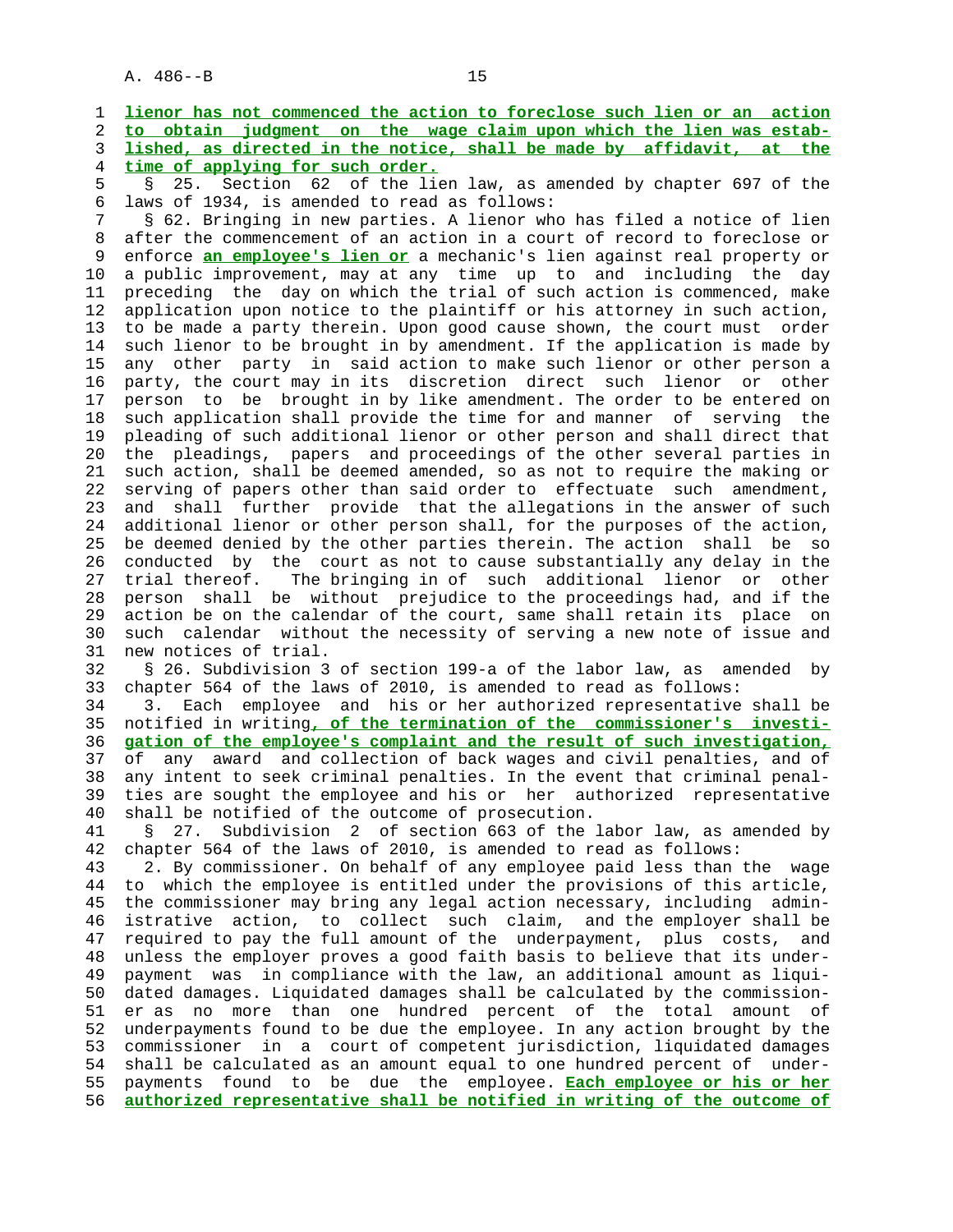**lienor has not commenced the action to foreclose such lien or an action to obtain judgment on the wage claim upon which the lien was established, as directed in the notice, shall be made by affidavit, at the time of applying for such order.**

§ 25. Section 62 of the lien law, as amended by chapter 697 of the laws of 1934, is amended to read as follows:

§ 62. Bringing in new parties. A lienor who has filed a notice of lien after the commencement of an action in a court of record to foreclose or enforce **an employee's lien or** a mechanic's lien against real property or a public improvement, may at any time up to and including the day preceding the day on which the trial of such action is commenced, make application upon notice to the plaintiff or his attorney in such action, to be made a party therein. Upon good cause shown, the court must order such lienor to be brought in by amendment. If the application is made by any other party in said action to make such lienor or other person a party, the court may in its discretion direct such lienor or other person to be brought in by like amendment. The order to be entered on such application shall provide the time for and manner of serving the pleading of such additional lienor or other person and shall direct that the pleadings, papers and proceedings of the other several parties in such action, shall be deemed amended, so as not to require the making or serving of papers other than said order to effectuate such amendment, and shall further provide that the allegations in the answer of such additional lienor or other person shall, for the purposes of the action, be deemed denied by the other parties therein. The action shall be so conducted by the court as not to cause substantially any delay in the trial thereof. The bringing in of such additional lienor or other person shall be without prejudice to the proceedings had, and if the action be on the calendar of the court, same shall retain its place on such calendar without the necessity of serving a new note of issue and new notices of trial.

§ 26. Subdivision 3 of section 199-a of the labor law, as amended by chapter 564 of the laws of 2010, is amended to read as follows:

3. Each employee and his or her authorized representative shall be notified in writing**, of the termination of the commissioner's investigation of the employee's complaint and the result of such investigation,** of any award and collection of back wages and civil penalties, and of any intent to seek criminal penalties. In the event that criminal penalties are sought the employee and his or her authorized representative shall be notified of the outcome of prosecution.

§ 27. Subdivision 2 of section 663 of the labor law, as amended by chapter 564 of the laws of 2010, is amended to read as follows:

2. By commissioner. On behalf of any employee paid less than the wage to which the employee is entitled under the provisions of this article, the commissioner may bring any legal action necessary, including administrative action, to collect such claim, and the employer shall be required to pay the full amount of the underpayment, plus costs, and unless the employer proves a good faith basis to believe that its underpayment was in compliance with the law, an additional amount as liquidated damages. Liquidated damages shall be calculated by the commissioner as no more than one hundred percent of the total amount of underpayments found to be due the employee. In any action brought by the commissioner in a court of competent jurisdiction, liquidated damages shall be calculated as an amount equal to one hundred percent of underpayments found to be due the employee. **Each employee or his or her authorized representative shall be notified in writing of the outcome of**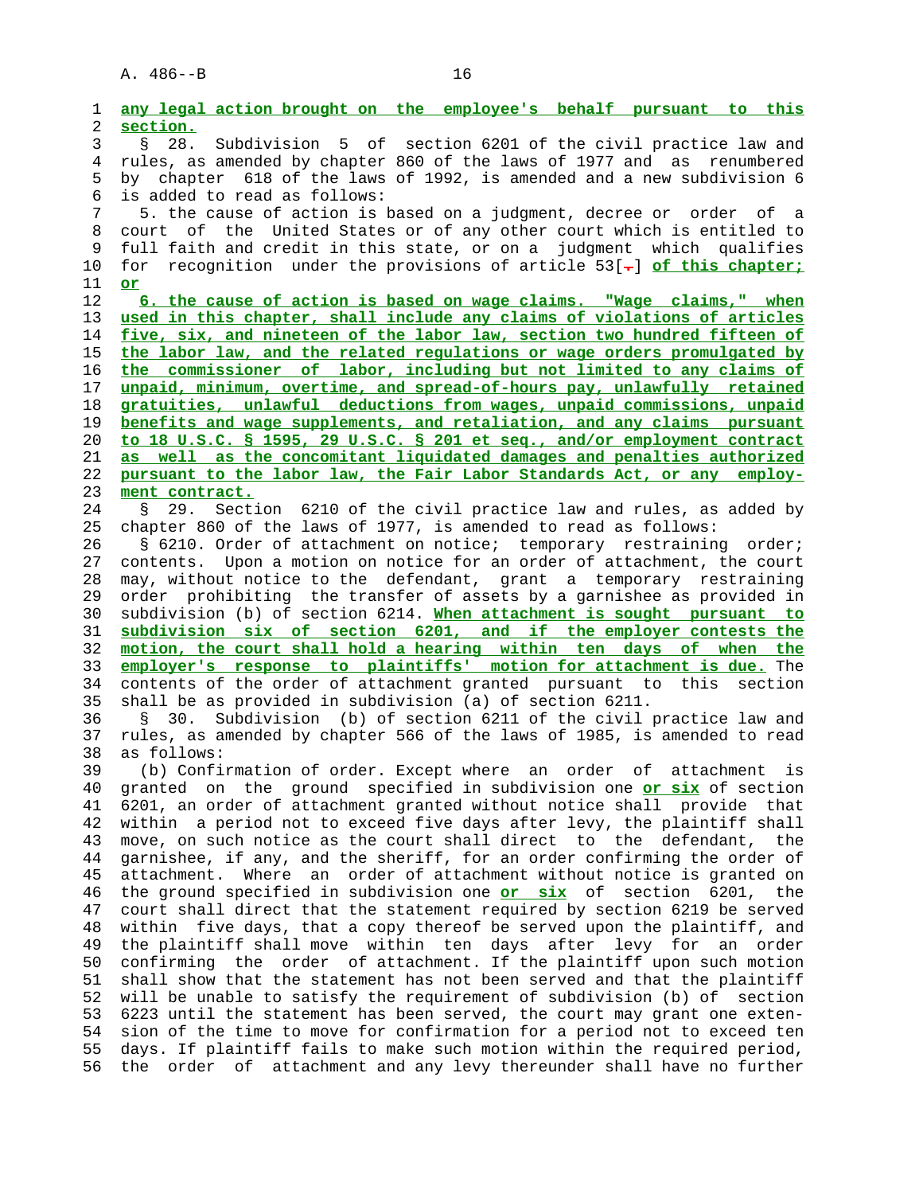any legal action brought on the employee's behalf pursuant to this section.

§ 28. Subdivision 5 of section 6201 of the civil practice law and rules, as amended by chapter 860 of the laws of 1977 and as renumbered by chapter 618 of the laws of 1992, is amended and a new subdivision 6 is added to read as follows:

5. the cause of action is based on a judgment, decree or order of a court of the United States or of any other court which is entitled to full faith and credit in this state, or on a judgment which qualifies for recognition under the provisions of article 53[.] of this chapter; or

6. the cause of action is based on wage claims. "Wage claims," when used in this chapter, shall include any claims of violations of articles five, six, and nineteen of the labor law, section two hundred fifteen of the labor law, and the related regulations or wage orders promulgated by the commissioner of labor, including but not limited to any claims of unpaid, minimum, overtime, and spread-of-hours pay, unlawfully retained gratuities, unlawful deductions from wages, unpaid commissions, unpaid benefits and wage supplements, and retaliation, and any claims pursuant to 18 U.S.C. § 1595, 29 U.S.C. § 201 et seq., and/or employment contract as well as the concomitant liquidated damages and penalties authorized pursuant to the labor law, the Fair Labor Standards Act, or any employment contract.

§ 29. Section 6210 of the civil practice law and rules, as added by chapter 860 of the laws of 1977, is amended to read as follows:

§ 6210. Order of attachment on notice; temporary restraining order; contents. Upon a motion on notice for an order of attachment, the court may, without notice to the defendant, grant a temporary restraining order prohibiting the transfer of assets by a garnishee as provided in subdivision (b) of section 6214. When attachment is sought pursuant to subdivision six of section 6201, and if the employer contests the motion, the court shall hold a hearing within ten days of when the employer's response to plaintiffs' motion for attachment is due. The contents of the order of attachment granted pursuant to this section shall be as provided in subdivision (a) of section 6211.

§ 30. Subdivision (b) of section 6211 of the civil practice law and rules, as amended by chapter 566 of the laws of 1985, is amended to read as follows:

(b) Confirmation of order. Except where an order of attachment is granted on the ground specified in subdivision one or six of section 6201, an order of attachment granted without notice shall provide that within a period not to exceed five days after levy, the plaintiff shall move, on such notice as the court shall direct to the defendant, the garnishee, if any, and the sheriff, for an order confirming the order of attachment. Where an order of attachment without notice is granted on the ground specified in subdivision one or six of section 6201, the court shall direct that the statement required by section 6219 be served within five days, that a copy thereof be served upon the plaintiff, and the plaintiff shall move within ten days after levy for an order confirming the order of attachment. If the plaintiff upon such motion shall show that the statement has not been served and that the plaintiff will be unable to satisfy the requirement of subdivision (b) of section 6223 until the statement has been served, the court may grant one extension of the time to move for confirmation for a period not to exceed ten days. If plaintiff fails to make such motion within the required period, the order of attachment and any levy thereunder shall have no further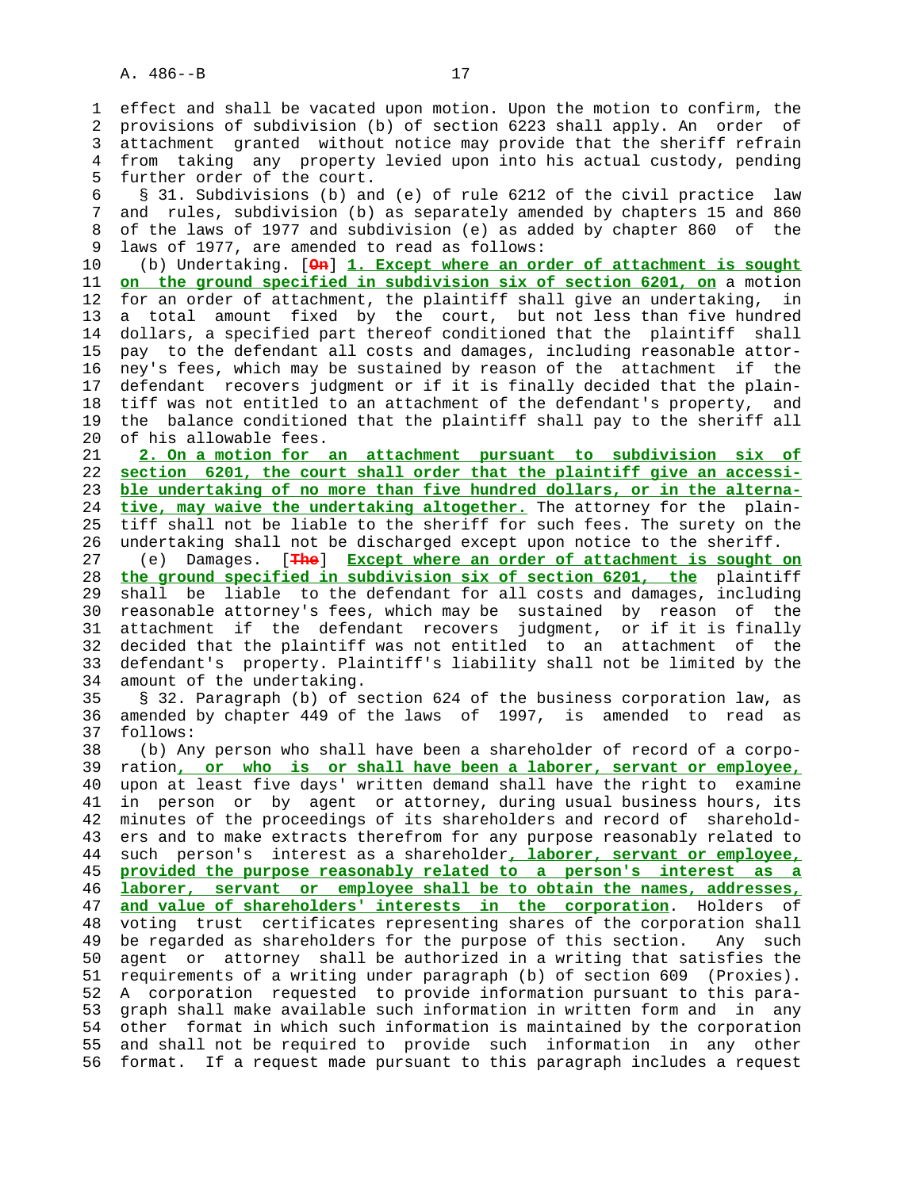effect and shall be vacated upon motion. Upon the motion to confirm, the provisions of subdivision (b) of section 6223 shall apply. An order of attachment granted without notice may provide that the sheriff refrain from taking any property levied upon into his actual custody, pending further order of the court.

§ 31. Subdivisions (b) and (e) of rule 6212 of the civil practice law and rules, subdivision (b) as separately amended by chapters 15 and 860 of the laws of 1977 and subdivision (e) as added by chapter 860 of the laws of 1977, are amended to read as follows:

(b) Undertaking. [~~On~~] **1. Except where an order of attachment is sought on the ground specified in subdivision six of section 6201, on** a motion for an order of attachment, the plaintiff shall give an undertaking, in a total amount fixed by the court, but not less than five hundred dollars, a specified part thereof conditioned that the plaintiff shall pay to the defendant all costs and damages, including reasonable attorney's fees, which may be sustained by reason of the attachment if the defendant recovers judgment or if it is finally decided that the plaintiff was not entitled to an attachment of the defendant's property, and the balance conditioned that the plaintiff shall pay to the sheriff all of his allowable fees.

**2. On a motion for an attachment pursuant to subdivision six of section 6201, the court shall order that the plaintiff give an accessible undertaking of no more than five hundred dollars, or in the alternative, may waive the undertaking altogether.** The attorney for the plaintiff shall not be liable to the sheriff for such fees. The surety on the undertaking shall not be discharged except upon notice to the sheriff.

(e) Damages. [~~The~~] **Except where an order of attachment is sought on the ground specified in subdivision six of section 6201, the** plaintiff shall be liable to the defendant for all costs and damages, including reasonable attorney's fees, which may be sustained by reason of the attachment if the defendant recovers judgment, or if it is finally decided that the plaintiff was not entitled to an attachment of the defendant's property. Plaintiff's liability shall not be limited by the amount of the undertaking.

§ 32. Paragraph (b) of section 624 of the business corporation law, as amended by chapter 449 of the laws of 1997, is amended to read as follows:

(b) Any person who shall have been a shareholder of record of a corporation**, or who is or shall have been a laborer, servant or employee,** upon at least five days' written demand shall have the right to examine in person or by agent or attorney, during usual business hours, its minutes of the proceedings of its shareholders and record of shareholders and to make extracts therefrom for any purpose reasonably related to such person's interest as a shareholder**, laborer, servant or employee, provided the purpose reasonably related to a person's interest as a laborer, servant or employee shall be to obtain the names, addresses, and value of shareholders' interests in the corporation**. Holders of voting trust certificates representing shares of the corporation shall be regarded as shareholders for the purpose of this section. Any such agent or attorney shall be authorized in a writing that satisfies the requirements of a writing under paragraph (b) of section 609 (Proxies). A corporation requested to provide information pursuant to this paragraph shall make available such information in written form and in any other format in which such information is maintained by the corporation and shall not be required to provide such information in any other format. If a request made pursuant to this paragraph includes a request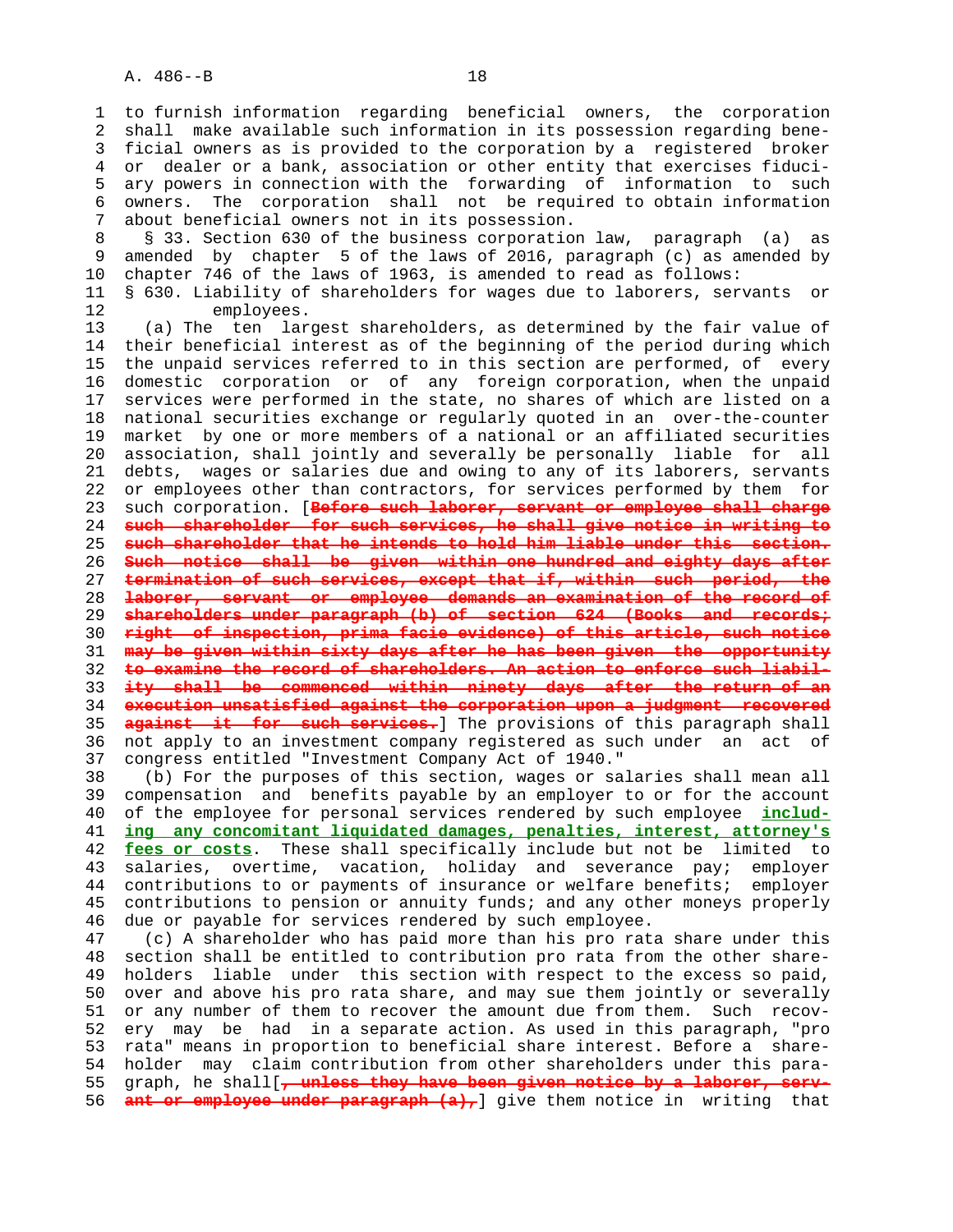to furnish information regarding beneficial owners, the corporation shall make available such information in its possession regarding beneficial owners as is provided to the corporation by a registered broker or dealer or a bank, association or other entity that exercises fiduciary powers in connection with the forwarding of information to such owners. The corporation shall not be required to obtain information about beneficial owners not in its possession.

§ 33. Section 630 of the business corporation law, paragraph (a) as amended by chapter 5 of the laws of 2016, paragraph (c) as amended by chapter 746 of the laws of 1963, is amended to read as follows:

§ 630. Liability of shareholders for wages due to laborers, servants or employees.

(a) The ten largest shareholders, as determined by the fair value of their beneficial interest as of the beginning of the period during which the unpaid services referred to in this section are performed, of every domestic corporation or of any foreign corporation, when the unpaid services were performed in the state, no shares of which are listed on a national securities exchange or regularly quoted in an over-the-counter market by one or more members of a national or an affiliated securities association, shall jointly and severally be personally liable for all debts, wages or salaries due and owing to any of its laborers, servants or employees other than contractors, for services performed by them for such corporation. [~~Before such laborer, servant or employee shall charge such shareholder for such services, he shall give notice in writing to such shareholder that he intends to hold him liable under this section. Such notice shall be given within one hundred and eighty days after termination of such services, except that if, within such period, the laborer, servant or employee demands an examination of the record of shareholders under paragraph (b) of section 624 (Books and records; right of inspection, prima facie evidence) of this article, such notice may be given within sixty days after he has been given the opportunity to examine the record of shareholders. An action to enforce such liability shall be commenced within ninety days after the return of an execution unsatisfied against the corporation upon a judgment recovered against it for such services.~~] The provisions of this paragraph shall not apply to an investment company registered as such under an act of congress entitled "Investment Company Act of 1940."

(b) For the purposes of this section, wages or salaries shall mean all compensation and benefits payable by an employer to or for the account of the employee for personal services rendered by such employee **<u>including any concomitant liquidated damages, penalties, interest, attorney's fees or costs</u>**. These shall specifically include but not be limited to salaries, overtime, vacation, holiday and severance pay; employer contributions to or payments of insurance or welfare benefits; employer contributions to pension or annuity funds; and any other moneys properly due or payable for services rendered by such employee.

(c) A shareholder who has paid more than his pro rata share under this section shall be entitled to contribution pro rata from the other shareholders liable under this section with respect to the excess so paid, over and above his pro rata share, and may sue them jointly or severally or any number of them to recover the amount due from them. Such recovery may be had in a separate action. As used in this paragraph, "pro rata" means in proportion to beneficial share interest. Before a shareholder may claim contribution from other shareholders under this paragraph, he shall[~~, unless they have been given notice by a laborer, servant or employee under paragraph (a),~~] give them notice in writing that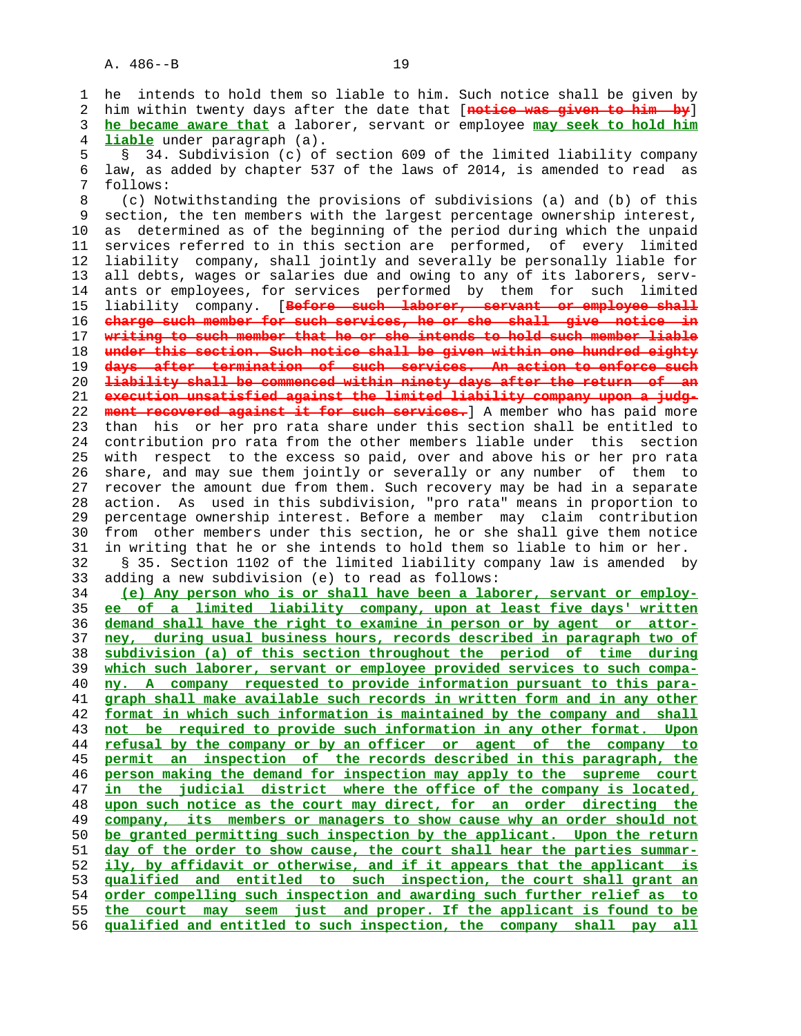he intends to hold them so liable to him. Such notice shall be given by him within twenty days after the date that [~~notice was given to him by~~] **he became aware that** a laborer, servant or employee **may seek to hold him liable** under paragraph (a).

§ 34. Subdivision (c) of section 609 of the limited liability company law, as added by chapter 537 of the laws of 2014, is amended to read as follows:

(c) Notwithstanding the provisions of subdivisions (a) and (b) of this section, the ten members with the largest percentage ownership interest, as determined as of the beginning of the period during which the unpaid services referred to in this section are performed, of every limited liability company, shall jointly and severally be personally liable for all debts, wages or salaries due and owing to any of its laborers, servants or employees, for services performed by them for such limited liability company. [~~Before such laborer, servant or employee shall charge such member for such services, he or she shall give notice in writing to such member that he or she intends to hold such member liable under this section. Such notice shall be given within one hundred eighty days after termination of such services. An action to enforce such liability shall be commenced within ninety days after the return of an execution unsatisfied against the limited liability company upon a judgment recovered against it for such services.~~] A member who has paid more than his or her pro rata share under this section shall be entitled to contribution pro rata from the other members liable under this section with respect to the excess so paid, over and above his or her pro rata share, and may sue them jointly or severally or any number of them to recover the amount due from them. Such recovery may be had in a separate action. As used in this subdivision, "pro rata" means in proportion to percentage ownership interest. Before a member may claim contribution from other members under this section, he or she shall give them notice in writing that he or she intends to hold them so liable to him or her.

§ 35. Section 1102 of the limited liability company law is amended by adding a new subdivision (e) to read as follows:

**(e) Any person who is or shall have been a laborer, servant or employee of a limited liability company, upon at least five days' written demand shall have the right to examine in person or by agent or attorney, during usual business hours, records described in paragraph two of subdivision (a) of this section throughout the period of time during which such laborer, servant or employee provided services to such company. A company requested to provide information pursuant to this paragraph shall make available such records in written form and in any other format in which such information is maintained by the company and shall not be required to provide such information in any other format. Upon refusal by the company or by an officer or agent of the company to permit an inspection of the records described in this paragraph, the person making the demand for inspection may apply to the supreme court in the judicial district where the office of the company is located, upon such notice as the court may direct, for an order directing the company, its members or managers to show cause why an order should not be granted permitting such inspection by the applicant. Upon the return day of the order to show cause, the court shall hear the parties summarily, by affidavit or otherwise, and if it appears that the applicant is qualified and entitled to such inspection, the court shall grant an order compelling such inspection and awarding such further relief as to the court may seem just and proper. If the applicant is found to be qualified and entitled to such inspection, the company shall pay all**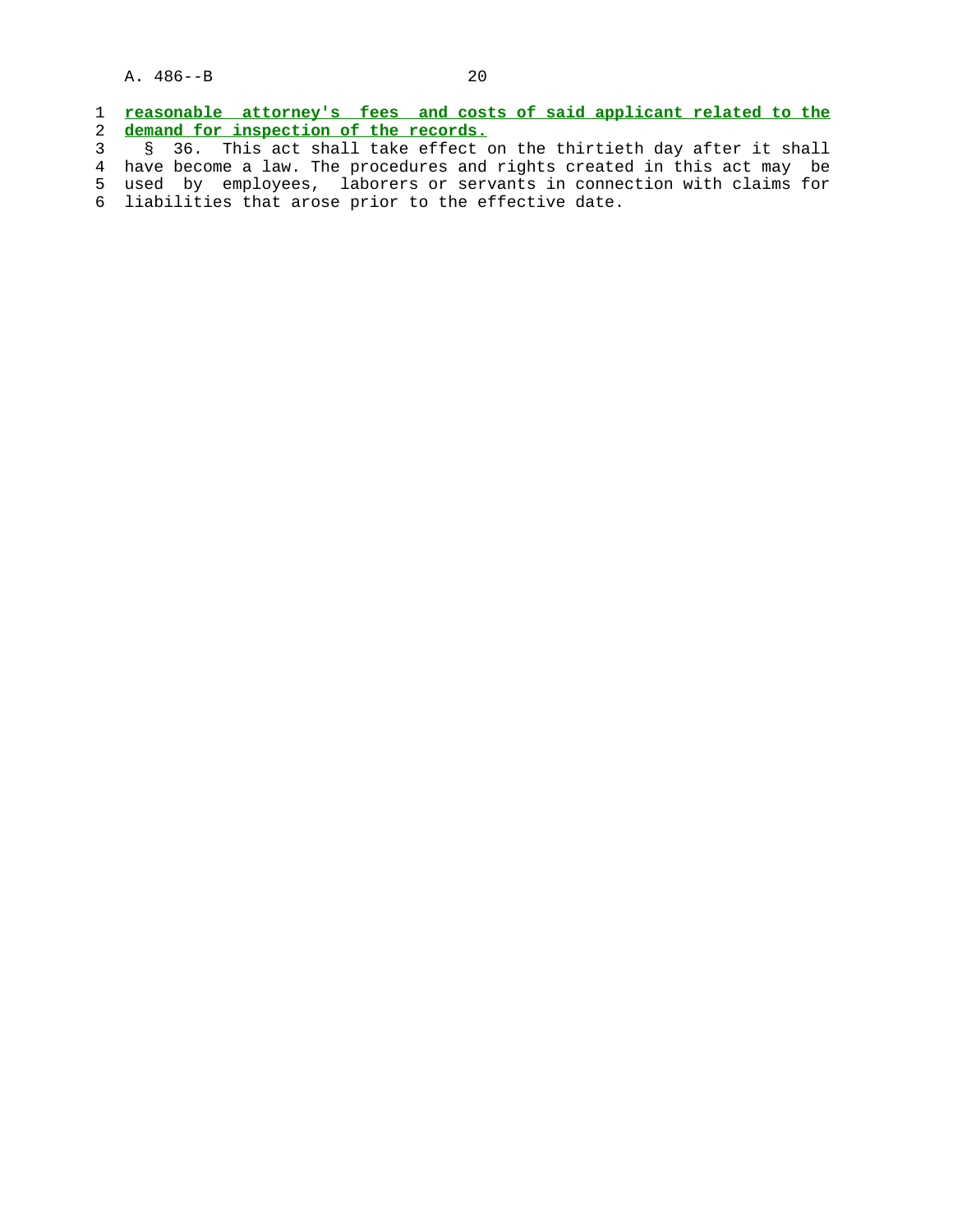**reasonable attorney's fees and costs of said applicant related to the demand for inspection of the records.**

§ 36. This act shall take effect on the thirtieth day after it shall have become a law. The procedures and rights created in this act may be used by employees, laborers or servants in connection with claims for liabilities that arose prior to the effective date.